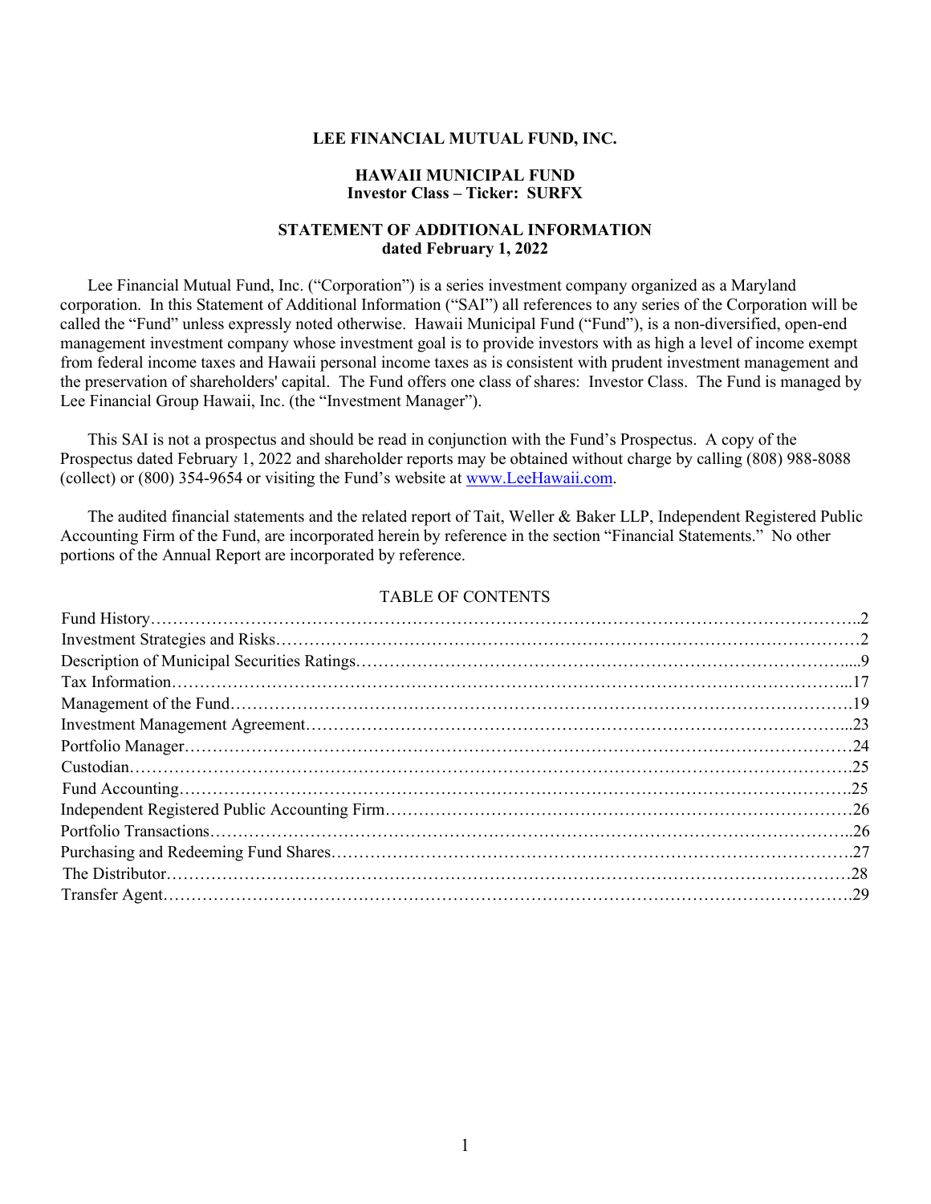**LEE FINANCIAL MUTUAL FUND, INC.**

**HAWAII MUNICIPAL FUND**
**Investor Class – Ticker: SURFX**

**STATEMENT OF ADDITIONAL INFORMATION**
**dated February 1, 2022**

Lee Financial Mutual Fund, Inc. ("Corporation") is a series investment company organized as a Maryland corporation. In this Statement of Additional Information ("SAI") all references to any series of the Corporation will be called the "Fund" unless expressly noted otherwise. Hawaii Municipal Fund ("Fund"), is a non-diversified, open-end management investment company whose investment goal is to provide investors with as high a level of income exempt from federal income taxes and Hawaii personal income taxes as is consistent with prudent investment management and the preservation of shareholders' capital. The Fund offers one class of shares: Investor Class. The Fund is managed by Lee Financial Group Hawaii, Inc. (the "Investment Manager").

This SAI is not a prospectus and should be read in conjunction with the Fund's Prospectus. A copy of the Prospectus dated February 1, 2022 and shareholder reports may be obtained without charge by calling (808) 988-8088 (collect) or (800) 354-9654 or visiting the Fund's website at www.LeeHawaii.com.

The audited financial statements and the related report of Tait, Weller & Baker LLP, Independent Registered Public Accounting Firm of the Fund, are incorporated herein by reference in the section "Financial Statements." No other portions of the Annual Report are incorporated by reference.

TABLE OF CONTENTS

| | |
|---|---|
| Fund History | 2 |
| Investment Strategies and Risks | 2 |
| Description of Municipal Securities Ratings | 9 |
| Tax Information | 17 |
| Management of the Fund | 19 |
| Investment Management Agreement | 23 |
| Portfolio Manager | 24 |
| Custodian | 25 |
| Fund Accounting | 25 |
| Independent Registered Public Accounting Firm | 26 |
| Portfolio Transactions | 26 |
| Purchasing and Redeeming Fund Shares | 27 |
| The Distributor | 28 |
| Transfer Agent | 29 |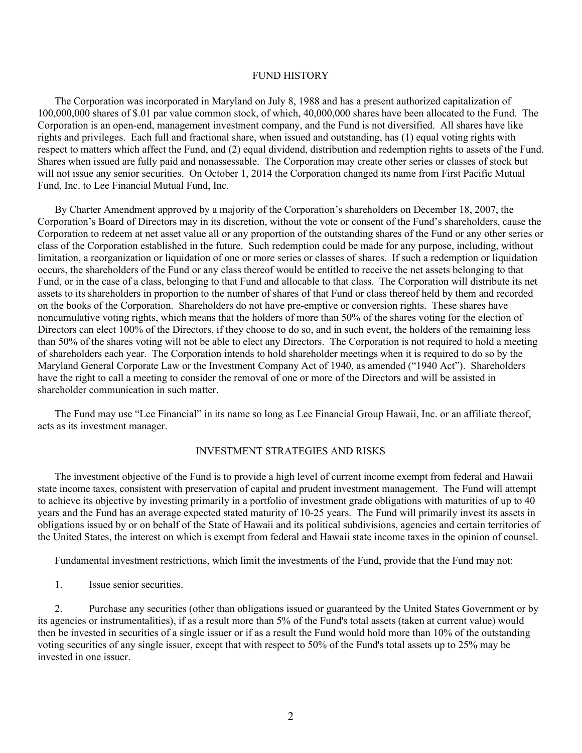## FUND HISTORY

The Corporation was incorporated in Maryland on July 8, 1988 and has a present authorized capitalization of 100,000,000 shares of $.01 par value common stock, of which, 40,000,000 shares have been allocated to the Fund. The Corporation is an open-end, management investment company, and the Fund is not diversified. All shares have like rights and privileges. Each full and fractional share, when issued and outstanding, has (1) equal voting rights with respect to matters which affect the Fund, and (2) equal dividend, distribution and redemption rights to assets of the Fund. Shares when issued are fully paid and nonassessable. The Corporation may create other series or classes of stock but will not issue any senior securities. On October 1, 2014 the Corporation changed its name from First Pacific Mutual Fund, Inc. to Lee Financial Mutual Fund, Inc.

By Charter Amendment approved by a majority of the Corporation's shareholders on December 18, 2007, the Corporation's Board of Directors may in its discretion, without the vote or consent of the Fund's shareholders, cause the Corporation to redeem at net asset value all or any proportion of the outstanding shares of the Fund or any other series or class of the Corporation established in the future. Such redemption could be made for any purpose, including, without limitation, a reorganization or liquidation of one or more series or classes of shares. If such a redemption or liquidation occurs, the shareholders of the Fund or any class thereof would be entitled to receive the net assets belonging to that Fund, or in the case of a class, belonging to that Fund and allocable to that class. The Corporation will distribute its net assets to its shareholders in proportion to the number of shares of that Fund or class thereof held by them and recorded on the books of the Corporation. Shareholders do not have pre-emptive or conversion rights. These shares have noncumulative voting rights, which means that the holders of more than 50% of the shares voting for the election of Directors can elect 100% of the Directors, if they choose to do so, and in such event, the holders of the remaining less than 50% of the shares voting will not be able to elect any Directors. The Corporation is not required to hold a meeting of shareholders each year. The Corporation intends to hold shareholder meetings when it is required to do so by the Maryland General Corporate Law or the Investment Company Act of 1940, as amended ("1940 Act"). Shareholders have the right to call a meeting to consider the removal of one or more of the Directors and will be assisted in shareholder communication in such matter.

The Fund may use "Lee Financial" in its name so long as Lee Financial Group Hawaii, Inc. or an affiliate thereof, acts as its investment manager.

## INVESTMENT STRATEGIES AND RISKS

The investment objective of the Fund is to provide a high level of current income exempt from federal and Hawaii state income taxes, consistent with preservation of capital and prudent investment management. The Fund will attempt to achieve its objective by investing primarily in a portfolio of investment grade obligations with maturities of up to 40 years and the Fund has an average expected stated maturity of 10-25 years. The Fund will primarily invest its assets in obligations issued by or on behalf of the State of Hawaii and its political subdivisions, agencies and certain territories of the United States, the interest on which is exempt from federal and Hawaii state income taxes in the opinion of counsel.

Fundamental investment restrictions, which limit the investments of the Fund, provide that the Fund may not:

1. Issue senior securities.

2. Purchase any securities (other than obligations issued or guaranteed by the United States Government or by its agencies or instrumentalities), if as a result more than 5% of the Fund's total assets (taken at current value) would then be invested in securities of a single issuer or if as a result the Fund would hold more than 10% of the outstanding voting securities of any single issuer, except that with respect to 50% of the Fund's total assets up to 25% may be invested in one issuer.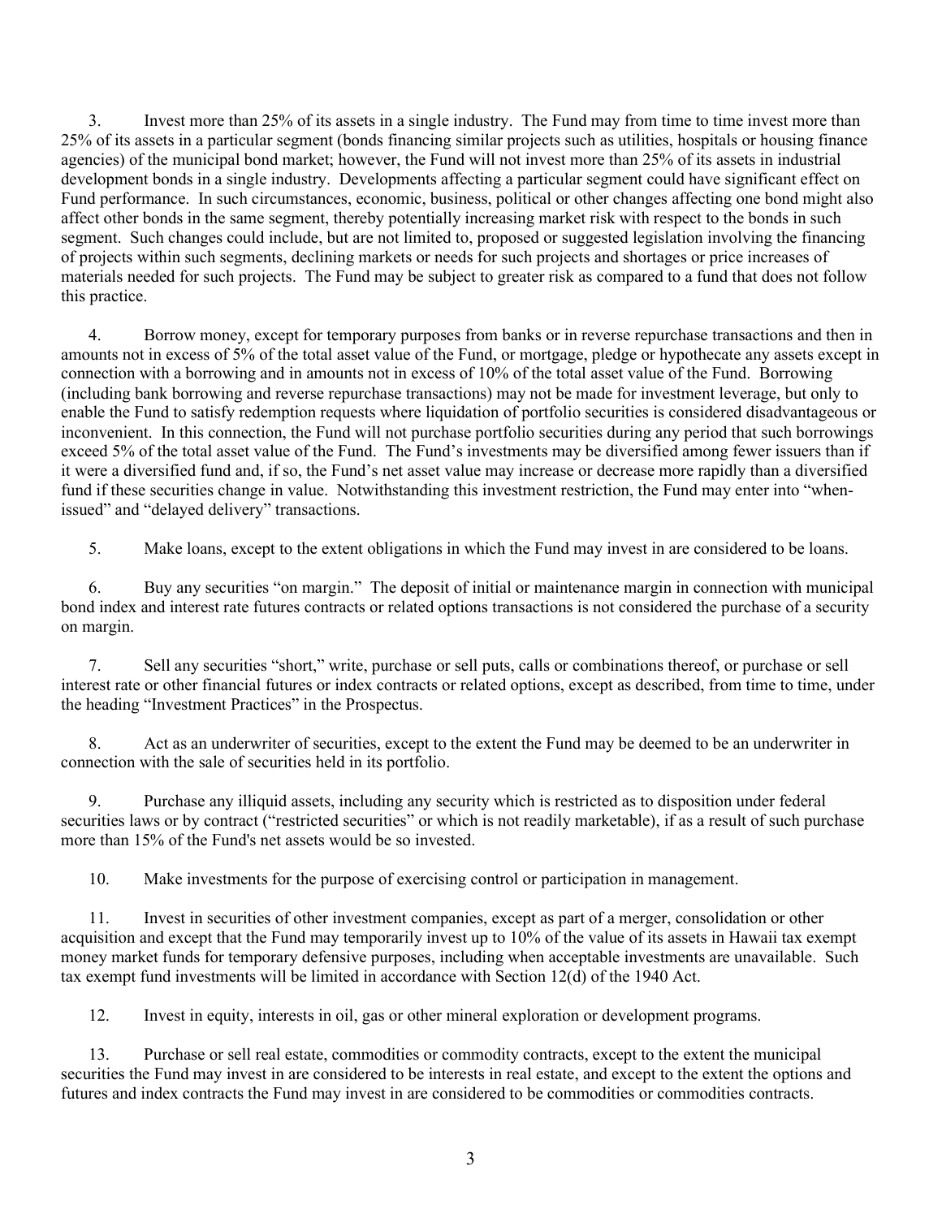3. Invest more than 25% of its assets in a single industry. The Fund may from time to time invest more than 25% of its assets in a particular segment (bonds financing similar projects such as utilities, hospitals or housing finance agencies) of the municipal bond market; however, the Fund will not invest more than 25% of its assets in industrial development bonds in a single industry. Developments affecting a particular segment could have significant effect on Fund performance. In such circumstances, economic, business, political or other changes affecting one bond might also affect other bonds in the same segment, thereby potentially increasing market risk with respect to the bonds in such segment. Such changes could include, but are not limited to, proposed or suggested legislation involving the financing of projects within such segments, declining markets or needs for such projects and shortages or price increases of materials needed for such projects. The Fund may be subject to greater risk as compared to a fund that does not follow this practice.

4. Borrow money, except for temporary purposes from banks or in reverse repurchase transactions and then in amounts not in excess of 5% of the total asset value of the Fund, or mortgage, pledge or hypothecate any assets except in connection with a borrowing and in amounts not in excess of 10% of the total asset value of the Fund. Borrowing (including bank borrowing and reverse repurchase transactions) may not be made for investment leverage, but only to enable the Fund to satisfy redemption requests where liquidation of portfolio securities is considered disadvantageous or inconvenient. In this connection, the Fund will not purchase portfolio securities during any period that such borrowings exceed 5% of the total asset value of the Fund. The Fund's investments may be diversified among fewer issuers than if it were a diversified fund and, if so, the Fund's net asset value may increase or decrease more rapidly than a diversified fund if these securities change in value. Notwithstanding this investment restriction, the Fund may enter into "when-issued" and "delayed delivery" transactions.

5. Make loans, except to the extent obligations in which the Fund may invest in are considered to be loans.

6. Buy any securities "on margin." The deposit of initial or maintenance margin in connection with municipal bond index and interest rate futures contracts or related options transactions is not considered the purchase of a security on margin.

7. Sell any securities "short," write, purchase or sell puts, calls or combinations thereof, or purchase or sell interest rate or other financial futures or index contracts or related options, except as described, from time to time, under the heading "Investment Practices" in the Prospectus.

8. Act as an underwriter of securities, except to the extent the Fund may be deemed to be an underwriter in connection with the sale of securities held in its portfolio.

9. Purchase any illiquid assets, including any security which is restricted as to disposition under federal securities laws or by contract ("restricted securities" or which is not readily marketable), if as a result of such purchase more than 15% of the Fund's net assets would be so invested.

10. Make investments for the purpose of exercising control or participation in management.

11. Invest in securities of other investment companies, except as part of a merger, consolidation or other acquisition and except that the Fund may temporarily invest up to 10% of the value of its assets in Hawaii tax exempt money market funds for temporary defensive purposes, including when acceptable investments are unavailable. Such tax exempt fund investments will be limited in accordance with Section 12(d) of the 1940 Act.

12. Invest in equity, interests in oil, gas or other mineral exploration or development programs.

13. Purchase or sell real estate, commodities or commodity contracts, except to the extent the municipal securities the Fund may invest in are considered to be interests in real estate, and except to the extent the options and futures and index contracts the Fund may invest in are considered to be commodities or commodities contracts.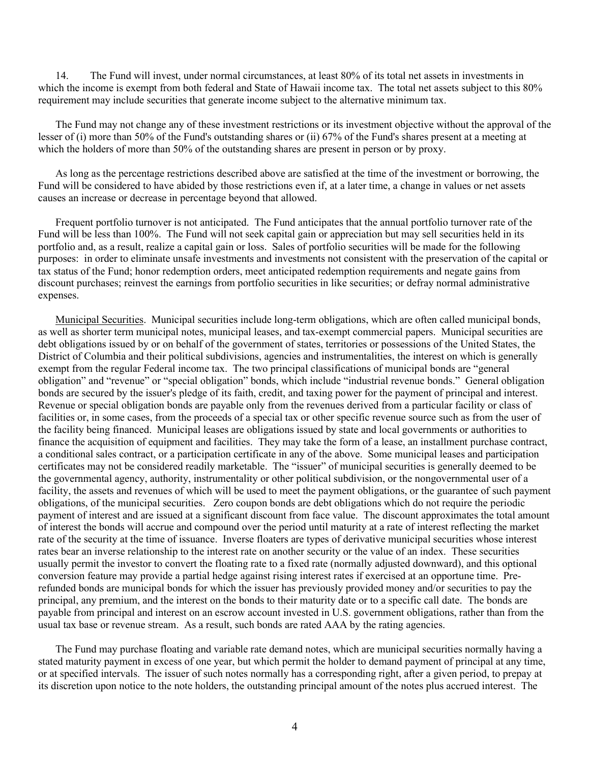14. The Fund will invest, under normal circumstances, at least 80% of its total net assets in investments in which the income is exempt from both federal and State of Hawaii income tax. The total net assets subject to this 80% requirement may include securities that generate income subject to the alternative minimum tax.

The Fund may not change any of these investment restrictions or its investment objective without the approval of the lesser of (i) more than 50% of the Fund's outstanding shares or (ii) 67% of the Fund's shares present at a meeting at which the holders of more than 50% of the outstanding shares are present in person or by proxy.

As long as the percentage restrictions described above are satisfied at the time of the investment or borrowing, the Fund will be considered to have abided by those restrictions even if, at a later time, a change in values or net assets causes an increase or decrease in percentage beyond that allowed.

Frequent portfolio turnover is not anticipated. The Fund anticipates that the annual portfolio turnover rate of the Fund will be less than 100%. The Fund will not seek capital gain or appreciation but may sell securities held in its portfolio and, as a result, realize a capital gain or loss. Sales of portfolio securities will be made for the following purposes: in order to eliminate unsafe investments and investments not consistent with the preservation of the capital or tax status of the Fund; honor redemption orders, meet anticipated redemption requirements and negate gains from discount purchases; reinvest the earnings from portfolio securities in like securities; or defray normal administrative expenses.

Municipal Securities. Municipal securities include long-term obligations, which are often called municipal bonds, as well as shorter term municipal notes, municipal leases, and tax-exempt commercial papers. Municipal securities are debt obligations issued by or on behalf of the government of states, territories or possessions of the United States, the District of Columbia and their political subdivisions, agencies and instrumentalities, the interest on which is generally exempt from the regular Federal income tax. The two principal classifications of municipal bonds are "general obligation" and "revenue" or "special obligation" bonds, which include "industrial revenue bonds." General obligation bonds are secured by the issuer's pledge of its faith, credit, and taxing power for the payment of principal and interest. Revenue or special obligation bonds are payable only from the revenues derived from a particular facility or class of facilities or, in some cases, from the proceeds of a special tax or other specific revenue source such as from the user of the facility being financed. Municipal leases are obligations issued by state and local governments or authorities to finance the acquisition of equipment and facilities. They may take the form of a lease, an installment purchase contract, a conditional sales contract, or a participation certificate in any of the above. Some municipal leases and participation certificates may not be considered readily marketable. The "issuer" of municipal securities is generally deemed to be the governmental agency, authority, instrumentality or other political subdivision, or the nongovernmental user of a facility, the assets and revenues of which will be used to meet the payment obligations, or the guarantee of such payment obligations, of the municipal securities. Zero coupon bonds are debt obligations which do not require the periodic payment of interest and are issued at a significant discount from face value. The discount approximates the total amount of interest the bonds will accrue and compound over the period until maturity at a rate of interest reflecting the market rate of the security at the time of issuance. Inverse floaters are types of derivative municipal securities whose interest rates bear an inverse relationship to the interest rate on another security or the value of an index. These securities usually permit the investor to convert the floating rate to a fixed rate (normally adjusted downward), and this optional conversion feature may provide a partial hedge against rising interest rates if exercised at an opportune time. Pre-refunded bonds are municipal bonds for which the issuer has previously provided money and/or securities to pay the principal, any premium, and the interest on the bonds to their maturity date or to a specific call date. The bonds are payable from principal and interest on an escrow account invested in U.S. government obligations, rather than from the usual tax base or revenue stream. As a result, such bonds are rated AAA by the rating agencies.

The Fund may purchase floating and variable rate demand notes, which are municipal securities normally having a stated maturity payment in excess of one year, but which permit the holder to demand payment of principal at any time, or at specified intervals. The issuer of such notes normally has a corresponding right, after a given period, to prepay at its discretion upon notice to the note holders, the outstanding principal amount of the notes plus accrued interest. The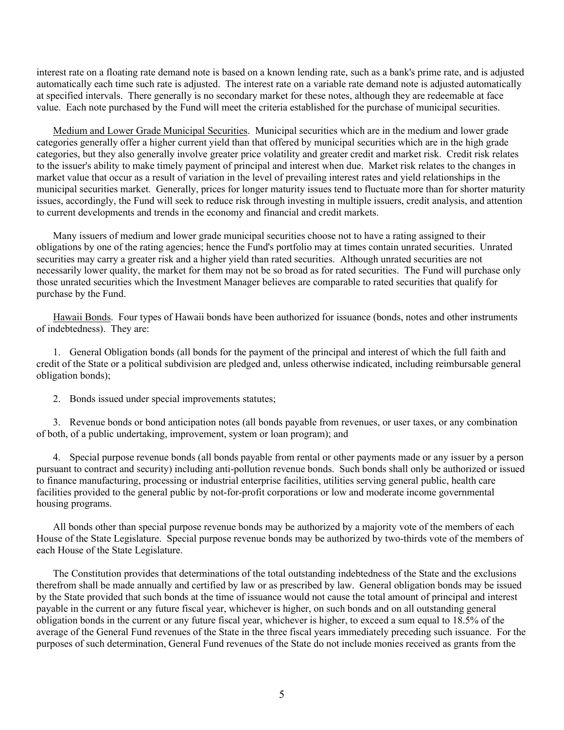interest rate on a floating rate demand note is based on a known lending rate, such as a bank's prime rate, and is adjusted automatically each time such rate is adjusted. The interest rate on a variable rate demand note is adjusted automatically at specified intervals. There generally is no secondary market for these notes, although they are redeemable at face value. Each note purchased by the Fund will meet the criteria established for the purchase of municipal securities.

Medium and Lower Grade Municipal Securities. Municipal securities which are in the medium and lower grade categories generally offer a higher current yield than that offered by municipal securities which are in the high grade categories, but they also generally involve greater price volatility and greater credit and market risk. Credit risk relates to the issuer's ability to make timely payment of principal and interest when due. Market risk relates to the changes in market value that occur as a result of variation in the level of prevailing interest rates and yield relationships in the municipal securities market. Generally, prices for longer maturity issues tend to fluctuate more than for shorter maturity issues, accordingly, the Fund will seek to reduce risk through investing in multiple issuers, credit analysis, and attention to current developments and trends in the economy and financial and credit markets.

Many issuers of medium and lower grade municipal securities choose not to have a rating assigned to their obligations by one of the rating agencies; hence the Fund's portfolio may at times contain unrated securities. Unrated securities may carry a greater risk and a higher yield than rated securities. Although unrated securities are not necessarily lower quality, the market for them may not be so broad as for rated securities. The Fund will purchase only those unrated securities which the Investment Manager believes are comparable to rated securities that qualify for purchase by the Fund.

Hawaii Bonds. Four types of Hawaii bonds have been authorized for issuance (bonds, notes and other instruments of indebtedness). They are:

1. General Obligation bonds (all bonds for the payment of the principal and interest of which the full faith and credit of the State or a political subdivision are pledged and, unless otherwise indicated, including reimbursable general obligation bonds);

2. Bonds issued under special improvements statutes;

3. Revenue bonds or bond anticipation notes (all bonds payable from revenues, or user taxes, or any combination of both, of a public undertaking, improvement, system or loan program); and

4. Special purpose revenue bonds (all bonds payable from rental or other payments made or any issuer by a person pursuant to contract and security) including anti-pollution revenue bonds. Such bonds shall only be authorized or issued to finance manufacturing, processing or industrial enterprise facilities, utilities serving general public, health care facilities provided to the general public by not-for-profit corporations or low and moderate income governmental housing programs.

All bonds other than special purpose revenue bonds may be authorized by a majority vote of the members of each House of the State Legislature. Special purpose revenue bonds may be authorized by two-thirds vote of the members of each House of the State Legislature.

The Constitution provides that determinations of the total outstanding indebtedness of the State and the exclusions therefrom shall be made annually and certified by law or as prescribed by law. General obligation bonds may be issued by the State provided that such bonds at the time of issuance would not cause the total amount of principal and interest payable in the current or any future fiscal year, whichever is higher, on such bonds and on all outstanding general obligation bonds in the current or any future fiscal year, whichever is higher, to exceed a sum equal to 18.5% of the average of the General Fund revenues of the State in the three fiscal years immediately preceding such issuance. For the purposes of such determination, General Fund revenues of the State do not include monies received as grants from the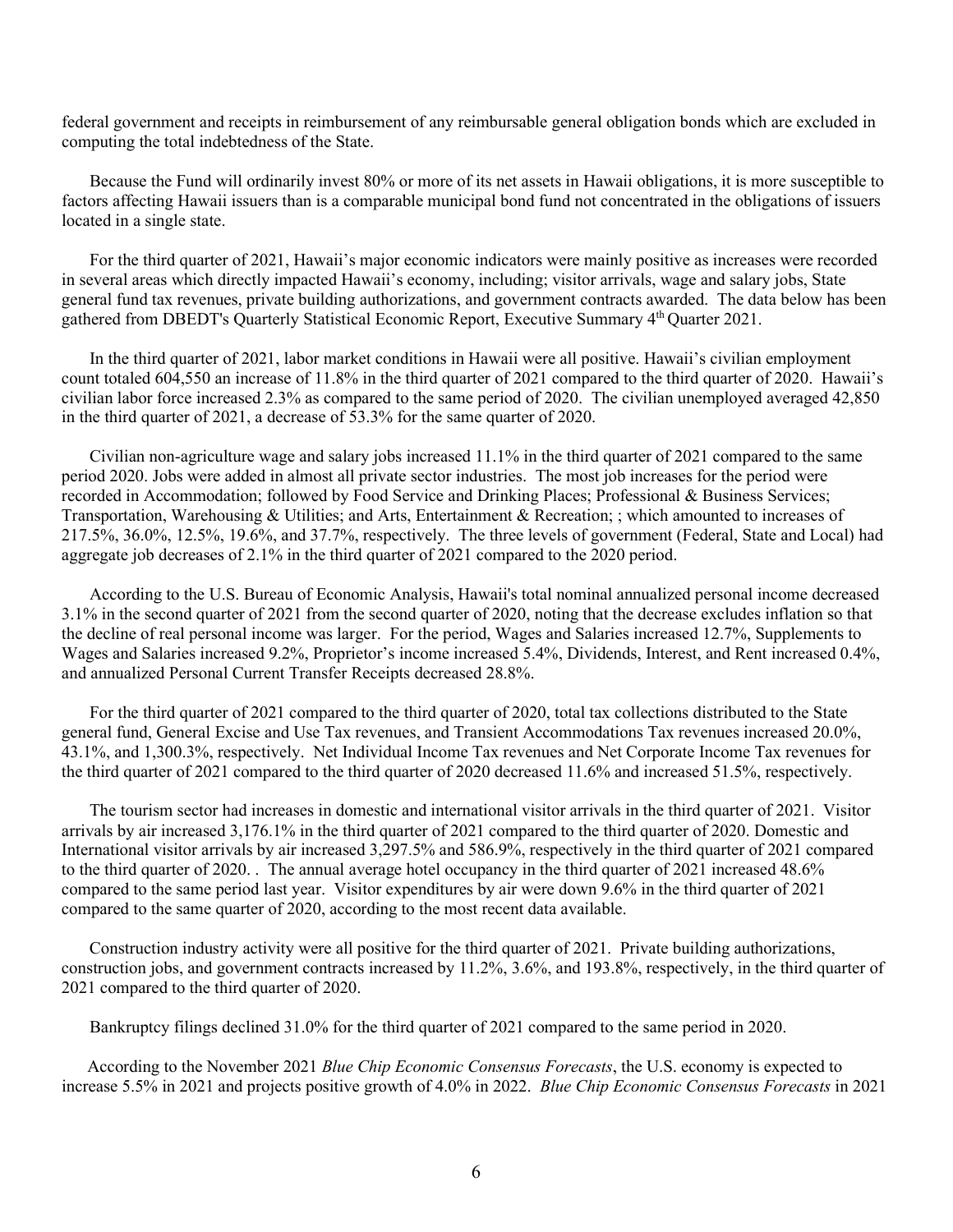federal government and receipts in reimbursement of any reimbursable general obligation bonds which are excluded in computing the total indebtedness of the State.

Because the Fund will ordinarily invest 80% or more of its net assets in Hawaii obligations, it is more susceptible to factors affecting Hawaii issuers than is a comparable municipal bond fund not concentrated in the obligations of issuers located in a single state.

For the third quarter of 2021, Hawaii's major economic indicators were mainly positive as increases were recorded in several areas which directly impacted Hawaii's economy, including; visitor arrivals, wage and salary jobs, State general fund tax revenues, private building authorizations, and government contracts awarded. The data below has been gathered from DBEDT's Quarterly Statistical Economic Report, Executive Summary 4th Quarter 2021.

In the third quarter of 2021, labor market conditions in Hawaii were all positive. Hawaii's civilian employment count totaled 604,550 an increase of 11.8% in the third quarter of 2021 compared to the third quarter of 2020. Hawaii's civilian labor force increased 2.3% as compared to the same period of 2020. The civilian unemployed averaged 42,850 in the third quarter of 2021, a decrease of 53.3% for the same quarter of 2020.

Civilian non-agriculture wage and salary jobs increased 11.1% in the third quarter of 2021 compared to the same period 2020. Jobs were added in almost all private sector industries. The most job increases for the period were recorded in Accommodation; followed by Food Service and Drinking Places; Professional & Business Services; Transportation, Warehousing & Utilities; and Arts, Entertainment & Recreation; ; which amounted to increases of 217.5%, 36.0%, 12.5%, 19.6%, and 37.7%, respectively. The three levels of government (Federal, State and Local) had aggregate job decreases of 2.1% in the third quarter of 2021 compared to the 2020 period.

According to the U.S. Bureau of Economic Analysis, Hawaii's total nominal annualized personal income decreased 3.1% in the second quarter of 2021 from the second quarter of 2020, noting that the decrease excludes inflation so that the decline of real personal income was larger. For the period, Wages and Salaries increased 12.7%, Supplements to Wages and Salaries increased 9.2%, Proprietor's income increased 5.4%, Dividends, Interest, and Rent increased 0.4%, and annualized Personal Current Transfer Receipts decreased 28.8%.

For the third quarter of 2021 compared to the third quarter of 2020, total tax collections distributed to the State general fund, General Excise and Use Tax revenues, and Transient Accommodations Tax revenues increased 20.0%, 43.1%, and 1,300.3%, respectively. Net Individual Income Tax revenues and Net Corporate Income Tax revenues for the third quarter of 2021 compared to the third quarter of 2020 decreased 11.6% and increased 51.5%, respectively.

The tourism sector had increases in domestic and international visitor arrivals in the third quarter of 2021. Visitor arrivals by air increased 3,176.1% in the third quarter of 2021 compared to the third quarter of 2020. Domestic and International visitor arrivals by air increased 3,297.5% and 586.9%, respectively in the third quarter of 2021 compared to the third quarter of 2020. . The annual average hotel occupancy in the third quarter of 2021 increased 48.6% compared to the same period last year. Visitor expenditures by air were down 9.6% in the third quarter of 2021 compared to the same quarter of 2020, according to the most recent data available.

Construction industry activity were all positive for the third quarter of 2021. Private building authorizations, construction jobs, and government contracts increased by 11.2%, 3.6%, and 193.8%, respectively, in the third quarter of 2021 compared to the third quarter of 2020.

Bankruptcy filings declined 31.0% for the third quarter of 2021 compared to the same period in 2020.

According to the November 2021 *Blue Chip Economic Consensus Forecasts*, the U.S. economy is expected to increase 5.5% in 2021 and projects positive growth of 4.0% in 2022. *Blue Chip Economic Consensus Forecasts* in 2021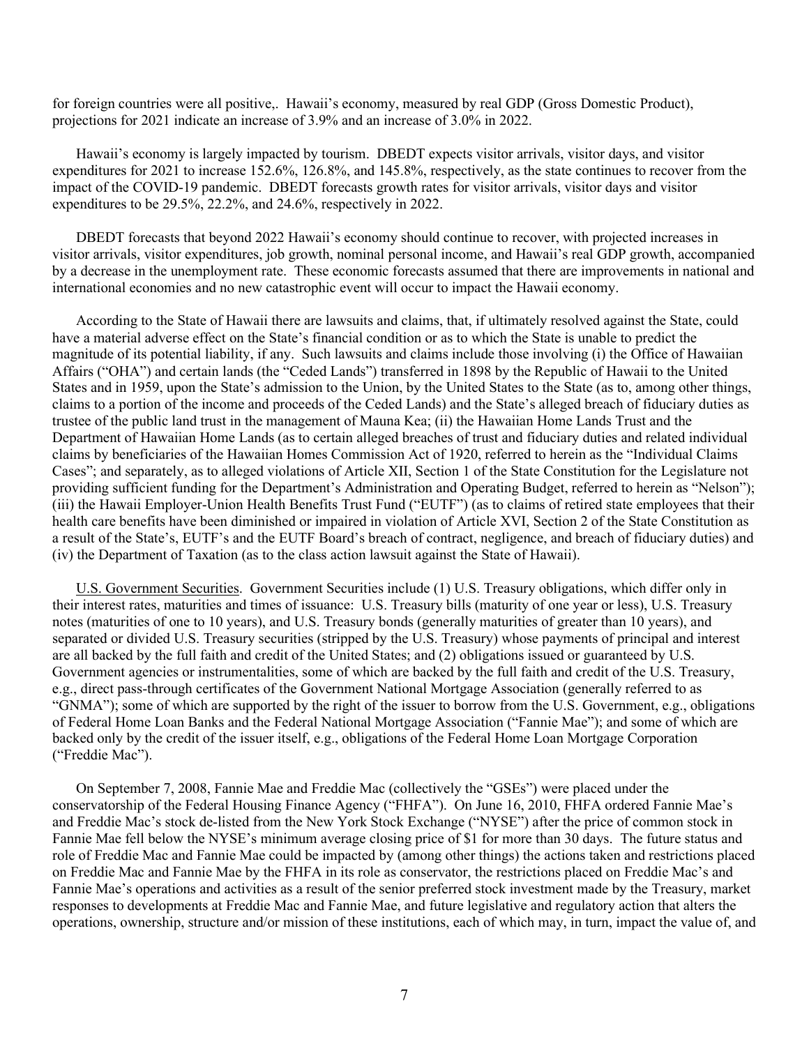for foreign countries were all positive,. Hawaii's economy, measured by real GDP (Gross Domestic Product), projections for 2021 indicate an increase of 3.9% and an increase of 3.0% in 2022.

Hawaii's economy is largely impacted by tourism. DBEDT expects visitor arrivals, visitor days, and visitor expenditures for 2021 to increase 152.6%, 126.8%, and 145.8%, respectively, as the state continues to recover from the impact of the COVID-19 pandemic. DBEDT forecasts growth rates for visitor arrivals, visitor days and visitor expenditures to be 29.5%, 22.2%, and 24.6%, respectively in 2022.

DBEDT forecasts that beyond 2022 Hawaii's economy should continue to recover, with projected increases in visitor arrivals, visitor expenditures, job growth, nominal personal income, and Hawaii's real GDP growth, accompanied by a decrease in the unemployment rate. These economic forecasts assumed that there are improvements in national and international economies and no new catastrophic event will occur to impact the Hawaii economy.

According to the State of Hawaii there are lawsuits and claims, that, if ultimately resolved against the State, could have a material adverse effect on the State's financial condition or as to which the State is unable to predict the magnitude of its potential liability, if any. Such lawsuits and claims include those involving (i) the Office of Hawaiian Affairs ("OHA") and certain lands (the "Ceded Lands") transferred in 1898 by the Republic of Hawaii to the United States and in 1959, upon the State's admission to the Union, by the United States to the State (as to, among other things, claims to a portion of the income and proceeds of the Ceded Lands) and the State's alleged breach of fiduciary duties as trustee of the public land trust in the management of Mauna Kea; (ii) the Hawaiian Home Lands Trust and the Department of Hawaiian Home Lands (as to certain alleged breaches of trust and fiduciary duties and related individual claims by beneficiaries of the Hawaiian Homes Commission Act of 1920, referred to herein as the "Individual Claims Cases"; and separately, as to alleged violations of Article XII, Section 1 of the State Constitution for the Legislature not providing sufficient funding for the Department's Administration and Operating Budget, referred to herein as "Nelson"); (iii) the Hawaii Employer-Union Health Benefits Trust Fund ("EUTF") (as to claims of retired state employees that their health care benefits have been diminished or impaired in violation of Article XVI, Section 2 of the State Constitution as a result of the State's, EUTF's and the EUTF Board's breach of contract, negligence, and breach of fiduciary duties) and (iv) the Department of Taxation (as to the class action lawsuit against the State of Hawaii).

U.S. Government Securities. Government Securities include (1) U.S. Treasury obligations, which differ only in their interest rates, maturities and times of issuance: U.S. Treasury bills (maturity of one year or less), U.S. Treasury notes (maturities of one to 10 years), and U.S. Treasury bonds (generally maturities of greater than 10 years), and separated or divided U.S. Treasury securities (stripped by the U.S. Treasury) whose payments of principal and interest are all backed by the full faith and credit of the United States; and (2) obligations issued or guaranteed by U.S. Government agencies or instrumentalities, some of which are backed by the full faith and credit of the U.S. Treasury, e.g., direct pass-through certificates of the Government National Mortgage Association (generally referred to as "GNMA"); some of which are supported by the right of the issuer to borrow from the U.S. Government, e.g., obligations of Federal Home Loan Banks and the Federal National Mortgage Association ("Fannie Mae"); and some of which are backed only by the credit of the issuer itself, e.g., obligations of the Federal Home Loan Mortgage Corporation ("Freddie Mac").

On September 7, 2008, Fannie Mae and Freddie Mac (collectively the "GSEs") were placed under the conservatorship of the Federal Housing Finance Agency ("FHFA"). On June 16, 2010, FHFA ordered Fannie Mae's and Freddie Mac's stock de-listed from the New York Stock Exchange ("NYSE") after the price of common stock in Fannie Mae fell below the NYSE's minimum average closing price of $1 for more than 30 days. The future status and role of Freddie Mac and Fannie Mae could be impacted by (among other things) the actions taken and restrictions placed on Freddie Mac and Fannie Mae by the FHFA in its role as conservator, the restrictions placed on Freddie Mac's and Fannie Mae's operations and activities as a result of the senior preferred stock investment made by the Treasury, market responses to developments at Freddie Mac and Fannie Mae, and future legislative and regulatory action that alters the operations, ownership, structure and/or mission of these institutions, each of which may, in turn, impact the value of, and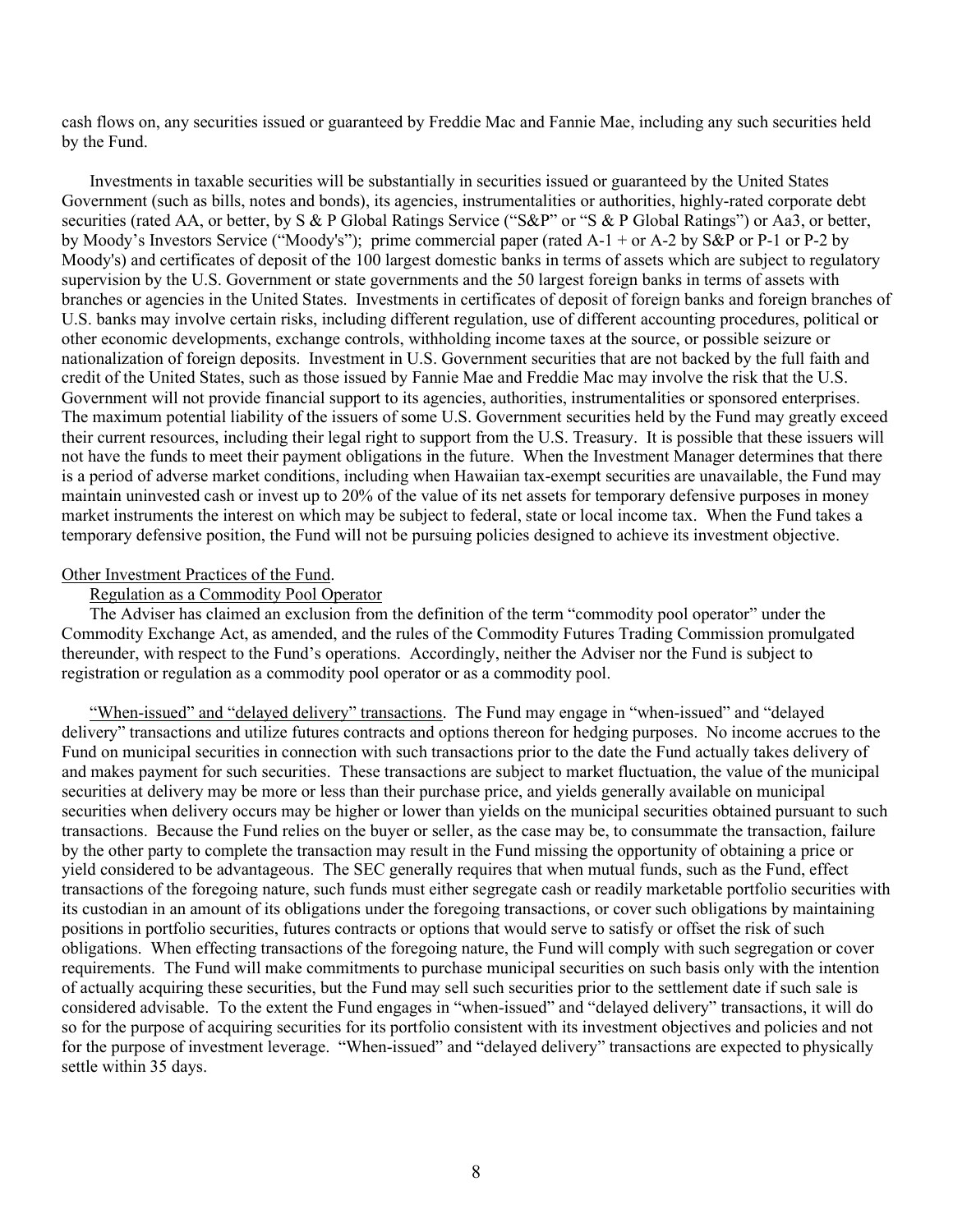cash flows on, any securities issued or guaranteed by Freddie Mac and Fannie Mae, including any such securities held by the Fund.

Investments in taxable securities will be substantially in securities issued or guaranteed by the United States Government (such as bills, notes and bonds), its agencies, instrumentalities or authorities, highly-rated corporate debt securities (rated AA, or better, by S & P Global Ratings Service ("S&P" or "S & P Global Ratings") or Aa3, or better, by Moody's Investors Service ("Moody's"); prime commercial paper (rated A-1 + or A-2 by S&P or P-1 or P-2 by Moody's) and certificates of deposit of the 100 largest domestic banks in terms of assets which are subject to regulatory supervision by the U.S. Government or state governments and the 50 largest foreign banks in terms of assets with branches or agencies in the United States. Investments in certificates of deposit of foreign banks and foreign branches of U.S. banks may involve certain risks, including different regulation, use of different accounting procedures, political or other economic developments, exchange controls, withholding income taxes at the source, or possible seizure or nationalization of foreign deposits. Investment in U.S. Government securities that are not backed by the full faith and credit of the United States, such as those issued by Fannie Mae and Freddie Mac may involve the risk that the U.S. Government will not provide financial support to its agencies, authorities, instrumentalities or sponsored enterprises. The maximum potential liability of the issuers of some U.S. Government securities held by the Fund may greatly exceed their current resources, including their legal right to support from the U.S. Treasury. It is possible that these issuers will not have the funds to meet their payment obligations in the future. When the Investment Manager determines that there is a period of adverse market conditions, including when Hawaiian tax-exempt securities are unavailable, the Fund may maintain uninvested cash or invest up to 20% of the value of its net assets for temporary defensive purposes in money market instruments the interest on which may be subject to federal, state or local income tax. When the Fund takes a temporary defensive position, the Fund will not be pursuing policies designed to achieve its investment objective.

Other Investment Practices of the Fund.

Regulation as a Commodity Pool Operator

The Adviser has claimed an exclusion from the definition of the term "commodity pool operator" under the Commodity Exchange Act, as amended, and the rules of the Commodity Futures Trading Commission promulgated thereunder, with respect to the Fund's operations. Accordingly, neither the Adviser nor the Fund is subject to registration or regulation as a commodity pool operator or as a commodity pool.

"When-issued" and "delayed delivery" transactions. The Fund may engage in "when-issued" and "delayed delivery" transactions and utilize futures contracts and options thereon for hedging purposes. No income accrues to the Fund on municipal securities in connection with such transactions prior to the date the Fund actually takes delivery of and makes payment for such securities. These transactions are subject to market fluctuation, the value of the municipal securities at delivery may be more or less than their purchase price, and yields generally available on municipal securities when delivery occurs may be higher or lower than yields on the municipal securities obtained pursuant to such transactions. Because the Fund relies on the buyer or seller, as the case may be, to consummate the transaction, failure by the other party to complete the transaction may result in the Fund missing the opportunity of obtaining a price or yield considered to be advantageous. The SEC generally requires that when mutual funds, such as the Fund, effect transactions of the foregoing nature, such funds must either segregate cash or readily marketable portfolio securities with its custodian in an amount of its obligations under the foregoing transactions, or cover such obligations by maintaining positions in portfolio securities, futures contracts or options that would serve to satisfy or offset the risk of such obligations. When effecting transactions of the foregoing nature, the Fund will comply with such segregation or cover requirements. The Fund will make commitments to purchase municipal securities on such basis only with the intention of actually acquiring these securities, but the Fund may sell such securities prior to the settlement date if such sale is considered advisable. To the extent the Fund engages in "when-issued" and "delayed delivery" transactions, it will do so for the purpose of acquiring securities for its portfolio consistent with its investment objectives and policies and not for the purpose of investment leverage. "When-issued" and "delayed delivery" transactions are expected to physically settle within 35 days.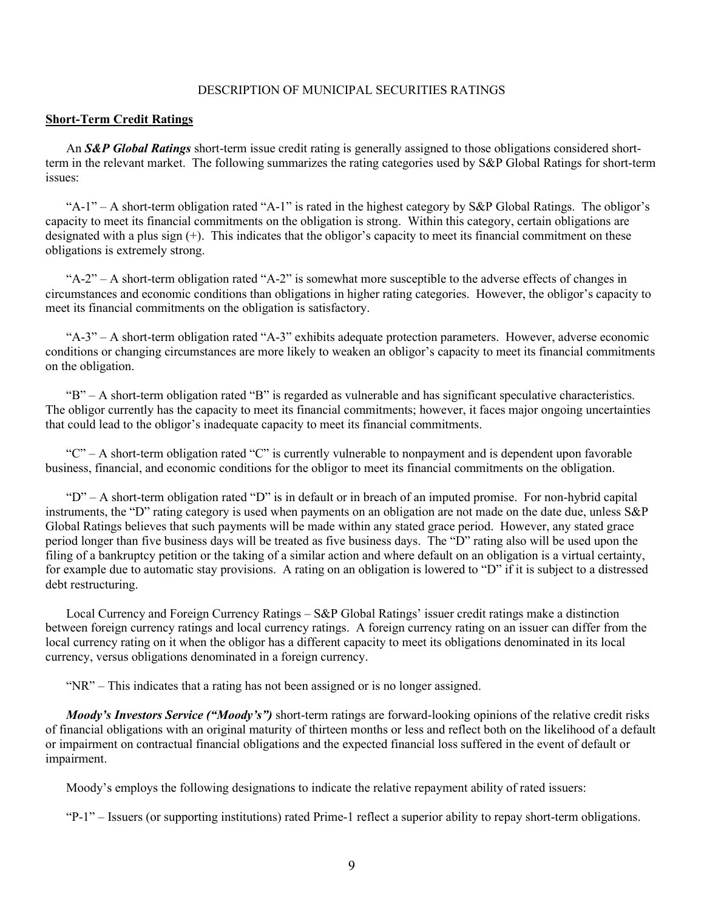DESCRIPTION OF MUNICIPAL SECURITIES RATINGS

**Short-Term Credit Ratings**

An ***S&P Global Ratings*** short-term issue credit rating is generally assigned to those obligations considered short-term in the relevant market. The following summarizes the rating categories used by S&P Global Ratings for short-term issues:

"A-1" – A short-term obligation rated "A-1" is rated in the highest category by S&P Global Ratings. The obligor's capacity to meet its financial commitments on the obligation is strong. Within this category, certain obligations are designated with a plus sign (+). This indicates that the obligor's capacity to meet its financial commitment on these obligations is extremely strong.

"A-2" – A short-term obligation rated "A-2" is somewhat more susceptible to the adverse effects of changes in circumstances and economic conditions than obligations in higher rating categories. However, the obligor's capacity to meet its financial commitments on the obligation is satisfactory.

"A-3" – A short-term obligation rated "A-3" exhibits adequate protection parameters. However, adverse economic conditions or changing circumstances are more likely to weaken an obligor's capacity to meet its financial commitments on the obligation.

"B" – A short-term obligation rated "B" is regarded as vulnerable and has significant speculative characteristics. The obligor currently has the capacity to meet its financial commitments; however, it faces major ongoing uncertainties that could lead to the obligor's inadequate capacity to meet its financial commitments.

"C" – A short-term obligation rated "C" is currently vulnerable to nonpayment and is dependent upon favorable business, financial, and economic conditions for the obligor to meet its financial commitments on the obligation.

"D" – A short-term obligation rated "D" is in default or in breach of an imputed promise. For non-hybrid capital instruments, the "D" rating category is used when payments on an obligation are not made on the date due, unless S&P Global Ratings believes that such payments will be made within any stated grace period. However, any stated grace period longer than five business days will be treated as five business days. The "D" rating also will be used upon the filing of a bankruptcy petition or the taking of a similar action and where default on an obligation is a virtual certainty, for example due to automatic stay provisions. A rating on an obligation is lowered to "D" if it is subject to a distressed debt restructuring.

Local Currency and Foreign Currency Ratings – S&P Global Ratings' issuer credit ratings make a distinction between foreign currency ratings and local currency ratings. A foreign currency rating on an issuer can differ from the local currency rating on it when the obligor has a different capacity to meet its obligations denominated in its local currency, versus obligations denominated in a foreign currency.

"NR" – This indicates that a rating has not been assigned or is no longer assigned.

***Moody's Investors Service ("Moody's")*** short-term ratings are forward-looking opinions of the relative credit risks of financial obligations with an original maturity of thirteen months or less and reflect both on the likelihood of a default or impairment on contractual financial obligations and the expected financial loss suffered in the event of default or impairment.

Moody's employs the following designations to indicate the relative repayment ability of rated issuers:

"P-1" – Issuers (or supporting institutions) rated Prime-1 reflect a superior ability to repay short-term obligations.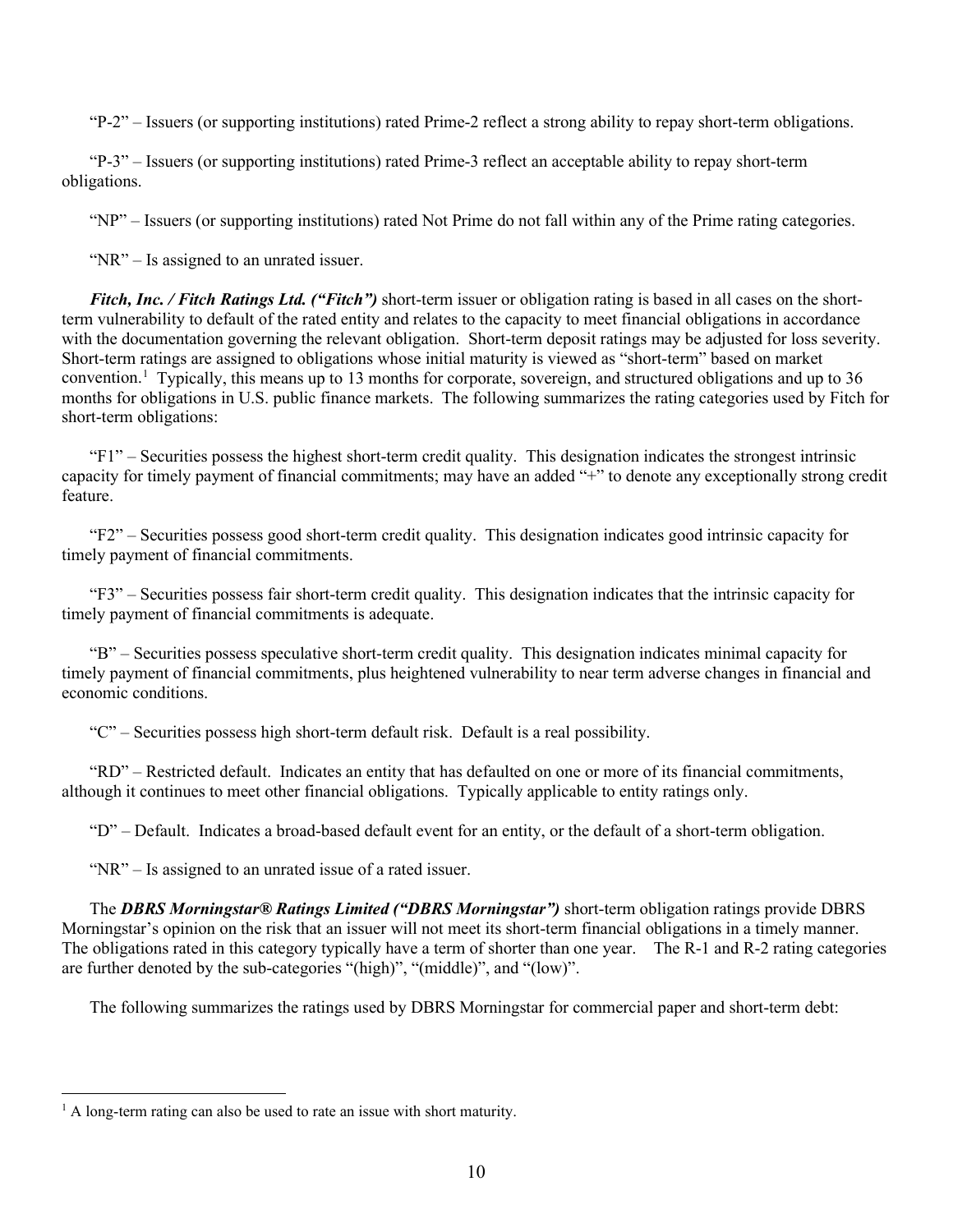"P-2" – Issuers (or supporting institutions) rated Prime-2 reflect a strong ability to repay short-term obligations.

"P-3" – Issuers (or supporting institutions) rated Prime-3 reflect an acceptable ability to repay short-term obligations.

"NP" – Issuers (or supporting institutions) rated Not Prime do not fall within any of the Prime rating categories.

"NR" – Is assigned to an unrated issuer.

***Fitch, Inc. / Fitch Ratings Ltd. ("Fitch")*** short-term issuer or obligation rating is based in all cases on the short-term vulnerability to default of the rated entity and relates to the capacity to meet financial obligations in accordance with the documentation governing the relevant obligation. Short-term deposit ratings may be adjusted for loss severity. Short-term ratings are assigned to obligations whose initial maturity is viewed as "short-term" based on market convention.[1] Typically, this means up to 13 months for corporate, sovereign, and structured obligations and up to 36 months for obligations in U.S. public finance markets. The following summarizes the rating categories used by Fitch for short-term obligations:

"F1" – Securities possess the highest short-term credit quality. This designation indicates the strongest intrinsic capacity for timely payment of financial commitments; may have an added "+" to denote any exceptionally strong credit feature.

"F2" – Securities possess good short-term credit quality. This designation indicates good intrinsic capacity for timely payment of financial commitments.

"F3" – Securities possess fair short-term credit quality. This designation indicates that the intrinsic capacity for timely payment of financial commitments is adequate.

"B" – Securities possess speculative short-term credit quality. This designation indicates minimal capacity for timely payment of financial commitments, plus heightened vulnerability to near term adverse changes in financial and economic conditions.

"C" – Securities possess high short-term default risk. Default is a real possibility.

"RD" – Restricted default. Indicates an entity that has defaulted on one or more of its financial commitments, although it continues to meet other financial obligations. Typically applicable to entity ratings only.

"D" – Default. Indicates a broad-based default event for an entity, or the default of a short-term obligation.

"NR" – Is assigned to an unrated issue of a rated issuer.

The ***DBRS Morningstar® Ratings Limited ("DBRS Morningstar")*** short-term obligation ratings provide DBRS Morningstar's opinion on the risk that an issuer will not meet its short-term financial obligations in a timely manner. The obligations rated in this category typically have a term of shorter than one year. The R-1 and R-2 rating categories are further denoted by the sub-categories "(high)", "(middle)", and "(low)".

The following summarizes the ratings used by DBRS Morningstar for commercial paper and short-term debt:

[1] A long-term rating can also be used to rate an issue with short maturity.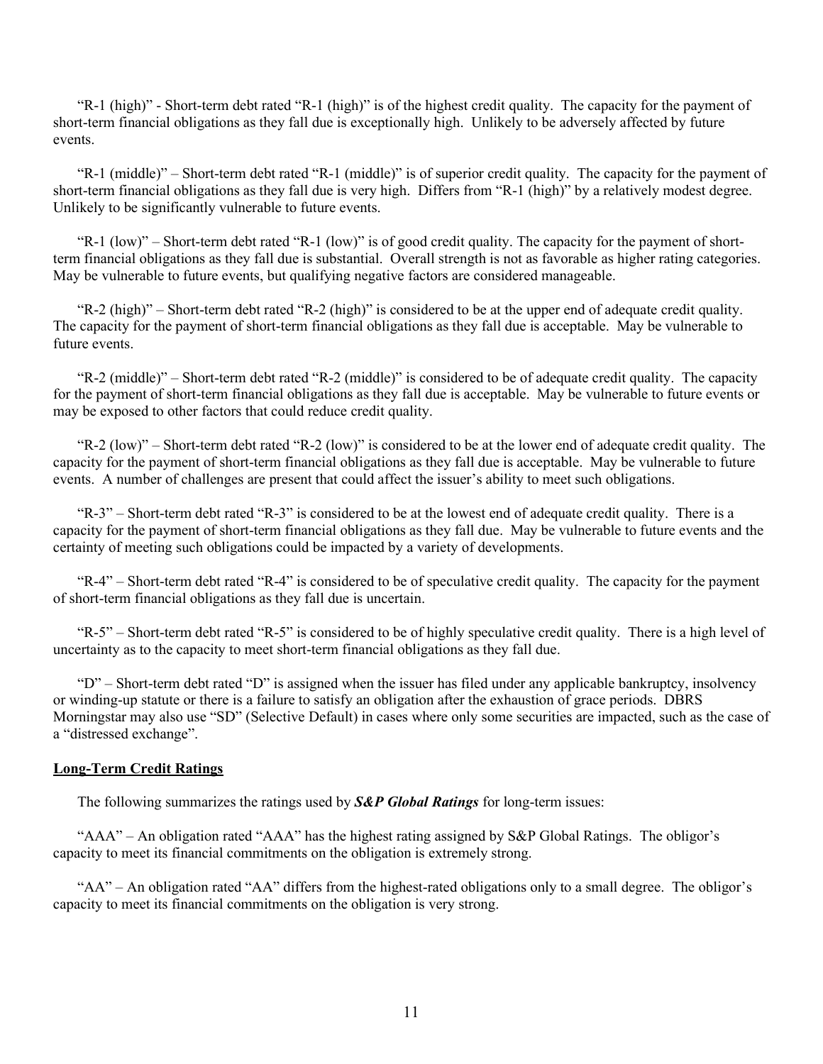"R-1 (high)" - Short-term debt rated "R-1 (high)" is of the highest credit quality. The capacity for the payment of short-term financial obligations as they fall due is exceptionally high. Unlikely to be adversely affected by future events.

"R-1 (middle)" – Short-term debt rated "R-1 (middle)" is of superior credit quality. The capacity for the payment of short-term financial obligations as they fall due is very high. Differs from "R-1 (high)" by a relatively modest degree. Unlikely to be significantly vulnerable to future events.

"R-1 (low)" – Short-term debt rated "R-1 (low)" is of good credit quality. The capacity for the payment of short-term financial obligations as they fall due is substantial. Overall strength is not as favorable as higher rating categories. May be vulnerable to future events, but qualifying negative factors are considered manageable.

"R-2 (high)" – Short-term debt rated "R-2 (high)" is considered to be at the upper end of adequate credit quality. The capacity for the payment of short-term financial obligations as they fall due is acceptable. May be vulnerable to future events.

"R-2 (middle)" – Short-term debt rated "R-2 (middle)" is considered to be of adequate credit quality. The capacity for the payment of short-term financial obligations as they fall due is acceptable. May be vulnerable to future events or may be exposed to other factors that could reduce credit quality.

"R-2 (low)" – Short-term debt rated "R-2 (low)" is considered to be at the lower end of adequate credit quality. The capacity for the payment of short-term financial obligations as they fall due is acceptable. May be vulnerable to future events. A number of challenges are present that could affect the issuer's ability to meet such obligations.

"R-3" – Short-term debt rated "R-3" is considered to be at the lowest end of adequate credit quality. There is a capacity for the payment of short-term financial obligations as they fall due. May be vulnerable to future events and the certainty of meeting such obligations could be impacted by a variety of developments.

"R-4" – Short-term debt rated "R-4" is considered to be of speculative credit quality. The capacity for the payment of short-term financial obligations as they fall due is uncertain.

"R-5" – Short-term debt rated "R-5" is considered to be of highly speculative credit quality. There is a high level of uncertainty as to the capacity to meet short-term financial obligations as they fall due.

"D" – Short-term debt rated "D" is assigned when the issuer has filed under any applicable bankruptcy, insolvency or winding-up statute or there is a failure to satisfy an obligation after the exhaustion of grace periods. DBRS Morningstar may also use "SD" (Selective Default) in cases where only some securities are impacted, such as the case of a "distressed exchange".

## Long-Term Credit Ratings

The following summarizes the ratings used by ***S&P Global Ratings*** for long-term issues:

"AAA" – An obligation rated "AAA" has the highest rating assigned by S&P Global Ratings. The obligor's capacity to meet its financial commitments on the obligation is extremely strong.

"AA" – An obligation rated "AA" differs from the highest-rated obligations only to a small degree. The obligor's capacity to meet its financial commitments on the obligation is very strong.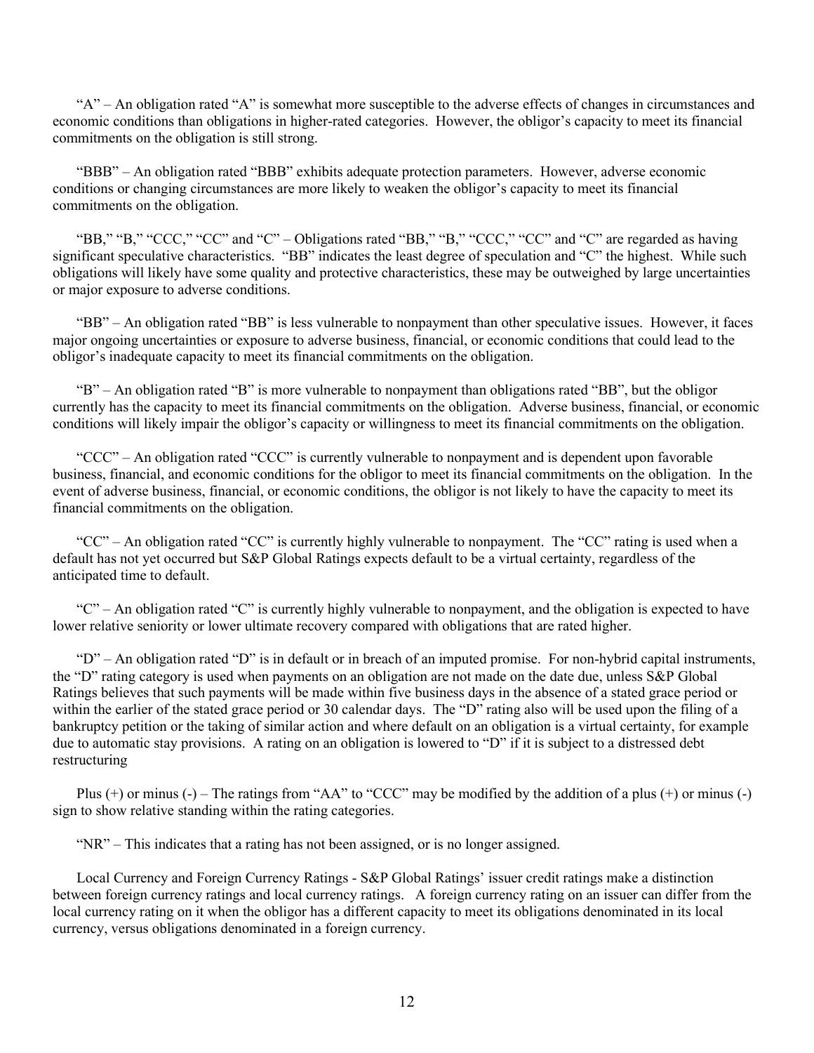"A" – An obligation rated "A" is somewhat more susceptible to the adverse effects of changes in circumstances and economic conditions than obligations in higher-rated categories. However, the obligor's capacity to meet its financial commitments on the obligation is still strong.

"BBB" – An obligation rated "BBB" exhibits adequate protection parameters. However, adverse economic conditions or changing circumstances are more likely to weaken the obligor's capacity to meet its financial commitments on the obligation.

"BB," "B," "CCC," "CC" and "C" – Obligations rated "BB," "B," "CCC," "CC" and "C" are regarded as having significant speculative characteristics. "BB" indicates the least degree of speculation and "C" the highest. While such obligations will likely have some quality and protective characteristics, these may be outweighed by large uncertainties or major exposure to adverse conditions.

"BB" – An obligation rated "BB" is less vulnerable to nonpayment than other speculative issues. However, it faces major ongoing uncertainties or exposure to adverse business, financial, or economic conditions that could lead to the obligor's inadequate capacity to meet its financial commitments on the obligation.

"B" – An obligation rated "B" is more vulnerable to nonpayment than obligations rated "BB", but the obligor currently has the capacity to meet its financial commitments on the obligation. Adverse business, financial, or economic conditions will likely impair the obligor's capacity or willingness to meet its financial commitments on the obligation.

"CCC" – An obligation rated "CCC" is currently vulnerable to nonpayment and is dependent upon favorable business, financial, and economic conditions for the obligor to meet its financial commitments on the obligation. In the event of adverse business, financial, or economic conditions, the obligor is not likely to have the capacity to meet its financial commitments on the obligation.

"CC" – An obligation rated "CC" is currently highly vulnerable to nonpayment. The "CC" rating is used when a default has not yet occurred but S&P Global Ratings expects default to be a virtual certainty, regardless of the anticipated time to default.

"C" – An obligation rated "C" is currently highly vulnerable to nonpayment, and the obligation is expected to have lower relative seniority or lower ultimate recovery compared with obligations that are rated higher.

"D" – An obligation rated "D" is in default or in breach of an imputed promise. For non-hybrid capital instruments, the "D" rating category is used when payments on an obligation are not made on the date due, unless S&P Global Ratings believes that such payments will be made within five business days in the absence of a stated grace period or within the earlier of the stated grace period or 30 calendar days. The "D" rating also will be used upon the filing of a bankruptcy petition or the taking of similar action and where default on an obligation is a virtual certainty, for example due to automatic stay provisions. A rating on an obligation is lowered to "D" if it is subject to a distressed debt restructuring

Plus (+) or minus (-) – The ratings from "AA" to "CCC" may be modified by the addition of a plus (+) or minus (-) sign to show relative standing within the rating categories.

"NR" – This indicates that a rating has not been assigned, or is no longer assigned.

Local Currency and Foreign Currency Ratings - S&P Global Ratings' issuer credit ratings make a distinction between foreign currency ratings and local currency ratings. A foreign currency rating on an issuer can differ from the local currency rating on it when the obligor has a different capacity to meet its obligations denominated in its local currency, versus obligations denominated in a foreign currency.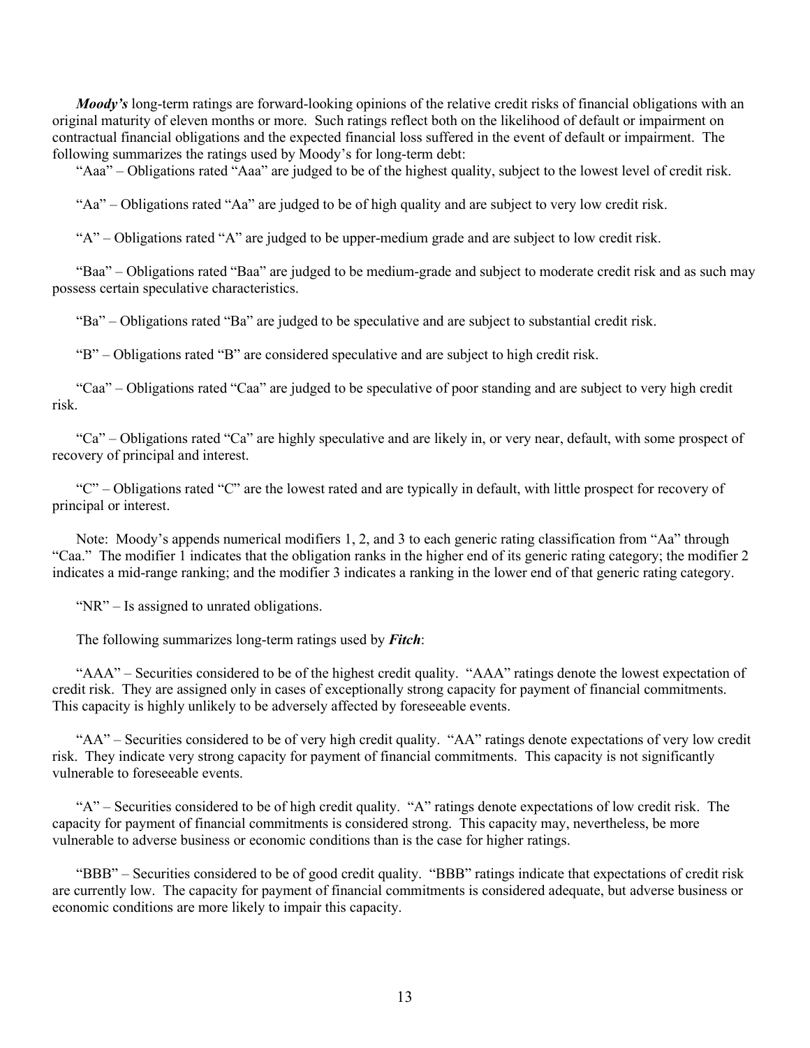***Moody's*** long-term ratings are forward-looking opinions of the relative credit risks of financial obligations with an original maturity of eleven months or more. Such ratings reflect both on the likelihood of default or impairment on contractual financial obligations and the expected financial loss suffered in the event of default or impairment. The following summarizes the ratings used by Moody's for long-term debt:

"Aaa" – Obligations rated "Aaa" are judged to be of the highest quality, subject to the lowest level of credit risk.

"Aa" – Obligations rated "Aa" are judged to be of high quality and are subject to very low credit risk.

"A" – Obligations rated "A" are judged to be upper-medium grade and are subject to low credit risk.

"Baa" – Obligations rated "Baa" are judged to be medium-grade and subject to moderate credit risk and as such may possess certain speculative characteristics.

"Ba" – Obligations rated "Ba" are judged to be speculative and are subject to substantial credit risk.

"B" – Obligations rated "B" are considered speculative and are subject to high credit risk.

"Caa" – Obligations rated "Caa" are judged to be speculative of poor standing and are subject to very high credit risk.

"Ca" – Obligations rated "Ca" are highly speculative and are likely in, or very near, default, with some prospect of recovery of principal and interest.

"C" – Obligations rated "C" are the lowest rated and are typically in default, with little prospect for recovery of principal or interest.

Note: Moody's appends numerical modifiers 1, 2, and 3 to each generic rating classification from "Aa" through "Caa." The modifier 1 indicates that the obligation ranks in the higher end of its generic rating category; the modifier 2 indicates a mid-range ranking; and the modifier 3 indicates a ranking in the lower end of that generic rating category.

"NR" – Is assigned to unrated obligations.

The following summarizes long-term ratings used by ***Fitch***:

"AAA" – Securities considered to be of the highest credit quality. "AAA" ratings denote the lowest expectation of credit risk. They are assigned only in cases of exceptionally strong capacity for payment of financial commitments. This capacity is highly unlikely to be adversely affected by foreseeable events.

"AA" – Securities considered to be of very high credit quality. "AA" ratings denote expectations of very low credit risk. They indicate very strong capacity for payment of financial commitments. This capacity is not significantly vulnerable to foreseeable events.

"A" – Securities considered to be of high credit quality. "A" ratings denote expectations of low credit risk. The capacity for payment of financial commitments is considered strong. This capacity may, nevertheless, be more vulnerable to adverse business or economic conditions than is the case for higher ratings.

"BBB" – Securities considered to be of good credit quality. "BBB" ratings indicate that expectations of credit risk are currently low. The capacity for payment of financial commitments is considered adequate, but adverse business or economic conditions are more likely to impair this capacity.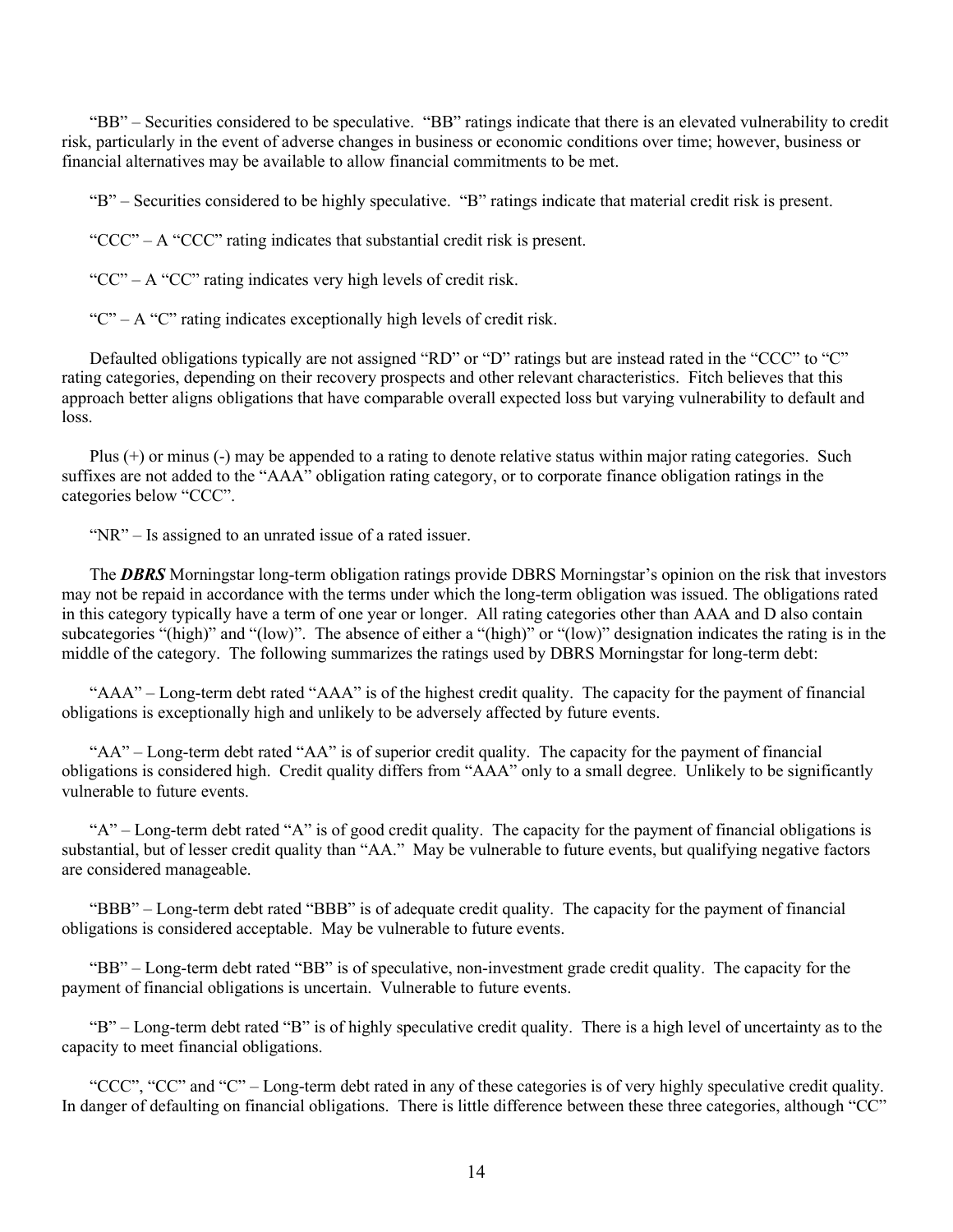"BB" – Securities considered to be speculative. "BB" ratings indicate that there is an elevated vulnerability to credit risk, particularly in the event of adverse changes in business or economic conditions over time; however, business or financial alternatives may be available to allow financial commitments to be met.

"B" – Securities considered to be highly speculative. "B" ratings indicate that material credit risk is present.

"CCC" – A "CCC" rating indicates that substantial credit risk is present.

"CC" – A "CC" rating indicates very high levels of credit risk.

"C" – A "C" rating indicates exceptionally high levels of credit risk.

Defaulted obligations typically are not assigned "RD" or "D" ratings but are instead rated in the "CCC" to "C" rating categories, depending on their recovery prospects and other relevant characteristics. Fitch believes that this approach better aligns obligations that have comparable overall expected loss but varying vulnerability to default and loss.

Plus (+) or minus (-) may be appended to a rating to denote relative status within major rating categories. Such suffixes are not added to the "AAA" obligation rating category, or to corporate finance obligation ratings in the categories below "CCC".

"NR" – Is assigned to an unrated issue of a rated issuer.

The ***DBRS*** Morningstar long-term obligation ratings provide DBRS Morningstar's opinion on the risk that investors may not be repaid in accordance with the terms under which the long-term obligation was issued. The obligations rated in this category typically have a term of one year or longer. All rating categories other than AAA and D also contain subcategories "(high)" and "(low)". The absence of either a "(high)" or "(low)" designation indicates the rating is in the middle of the category. The following summarizes the ratings used by DBRS Morningstar for long-term debt:

"AAA" – Long-term debt rated "AAA" is of the highest credit quality. The capacity for the payment of financial obligations is exceptionally high and unlikely to be adversely affected by future events.

"AA" – Long-term debt rated "AA" is of superior credit quality. The capacity for the payment of financial obligations is considered high. Credit quality differs from "AAA" only to a small degree. Unlikely to be significantly vulnerable to future events.

"A" – Long-term debt rated "A" is of good credit quality. The capacity for the payment of financial obligations is substantial, but of lesser credit quality than "AA." May be vulnerable to future events, but qualifying negative factors are considered manageable.

"BBB" – Long-term debt rated "BBB" is of adequate credit quality. The capacity for the payment of financial obligations is considered acceptable. May be vulnerable to future events.

"BB" – Long-term debt rated "BB" is of speculative, non-investment grade credit quality. The capacity for the payment of financial obligations is uncertain. Vulnerable to future events.

"B" – Long-term debt rated "B" is of highly speculative credit quality. There is a high level of uncertainty as to the capacity to meet financial obligations.

"CCC", "CC" and "C" – Long-term debt rated in any of these categories is of very highly speculative credit quality. In danger of defaulting on financial obligations. There is little difference between these three categories, although "CC"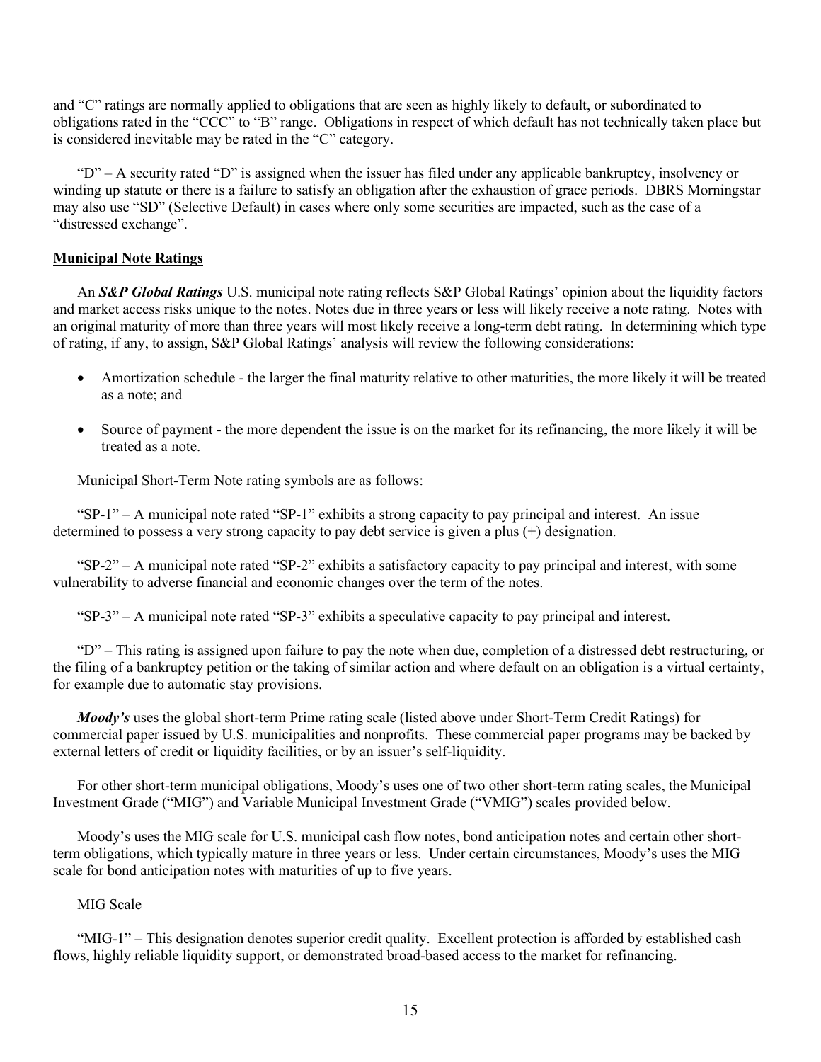and "C" ratings are normally applied to obligations that are seen as highly likely to default, or subordinated to obligations rated in the "CCC" to "B" range. Obligations in respect of which default has not technically taken place but is considered inevitable may be rated in the "C" category.

"D" – A security rated "D" is assigned when the issuer has filed under any applicable bankruptcy, insolvency or winding up statute or there is a failure to satisfy an obligation after the exhaustion of grace periods. DBRS Morningstar may also use "SD" (Selective Default) in cases where only some securities are impacted, such as the case of a "distressed exchange".

## Municipal Note Ratings

An ***S&P Global Ratings*** U.S. municipal note rating reflects S&P Global Ratings' opinion about the liquidity factors and market access risks unique to the notes. Notes due in three years or less will likely receive a note rating. Notes with an original maturity of more than three years will most likely receive a long-term debt rating. In determining which type of rating, if any, to assign, S&P Global Ratings' analysis will review the following considerations:

- Amortization schedule - the larger the final maturity relative to other maturities, the more likely it will be treated as a note; and
- Source of payment - the more dependent the issue is on the market for its refinancing, the more likely it will be treated as a note.

Municipal Short-Term Note rating symbols are as follows:

"SP-1" – A municipal note rated "SP-1" exhibits a strong capacity to pay principal and interest. An issue determined to possess a very strong capacity to pay debt service is given a plus (+) designation.

"SP-2" – A municipal note rated "SP-2" exhibits a satisfactory capacity to pay principal and interest, with some vulnerability to adverse financial and economic changes over the term of the notes.

"SP-3" – A municipal note rated "SP-3" exhibits a speculative capacity to pay principal and interest.

"D" – This rating is assigned upon failure to pay the note when due, completion of a distressed debt restructuring, or the filing of a bankruptcy petition or the taking of similar action and where default on an obligation is a virtual certainty, for example due to automatic stay provisions.

***Moody's*** uses the global short-term Prime rating scale (listed above under Short-Term Credit Ratings) for commercial paper issued by U.S. municipalities and nonprofits. These commercial paper programs may be backed by external letters of credit or liquidity facilities, or by an issuer's self-liquidity.

For other short-term municipal obligations, Moody's uses one of two other short-term rating scales, the Municipal Investment Grade ("MIG") and Variable Municipal Investment Grade ("VMIG") scales provided below.

Moody's uses the MIG scale for U.S. municipal cash flow notes, bond anticipation notes and certain other short-term obligations, which typically mature in three years or less. Under certain circumstances, Moody's uses the MIG scale for bond anticipation notes with maturities of up to five years.

MIG Scale

"MIG-1" – This designation denotes superior credit quality. Excellent protection is afforded by established cash flows, highly reliable liquidity support, or demonstrated broad-based access to the market for refinancing.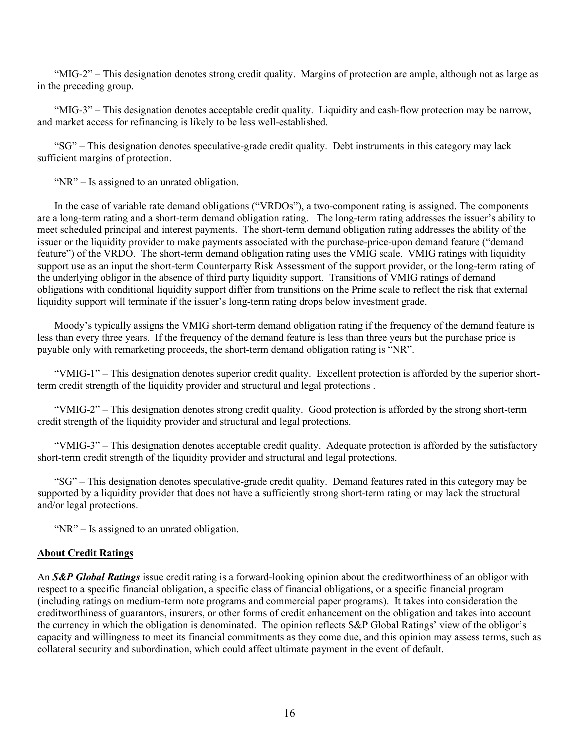"MIG-2" – This designation denotes strong credit quality. Margins of protection are ample, although not as large as in the preceding group.

"MIG-3" – This designation denotes acceptable credit quality. Liquidity and cash-flow protection may be narrow, and market access for refinancing is likely to be less well-established.

"SG" – This designation denotes speculative-grade credit quality. Debt instruments in this category may lack sufficient margins of protection.

"NR" – Is assigned to an unrated obligation.

In the case of variable rate demand obligations ("VRDOs"), a two-component rating is assigned. The components are a long-term rating and a short-term demand obligation rating. The long-term rating addresses the issuer's ability to meet scheduled principal and interest payments. The short-term demand obligation rating addresses the ability of the issuer or the liquidity provider to make payments associated with the purchase-price-upon demand feature ("demand feature") of the VRDO. The short-term demand obligation rating uses the VMIG scale. VMIG ratings with liquidity support use as an input the short-term Counterparty Risk Assessment of the support provider, or the long-term rating of the underlying obligor in the absence of third party liquidity support. Transitions of VMIG ratings of demand obligations with conditional liquidity support differ from transitions on the Prime scale to reflect the risk that external liquidity support will terminate if the issuer's long-term rating drops below investment grade.

Moody's typically assigns the VMIG short-term demand obligation rating if the frequency of the demand feature is less than every three years. If the frequency of the demand feature is less than three years but the purchase price is payable only with remarketing proceeds, the short-term demand obligation rating is "NR".

"VMIG-1" – This designation denotes superior credit quality. Excellent protection is afforded by the superior short-term credit strength of the liquidity provider and structural and legal protections .

"VMIG-2" – This designation denotes strong credit quality. Good protection is afforded by the strong short-term credit strength of the liquidity provider and structural and legal protections.

"VMIG-3" – This designation denotes acceptable credit quality. Adequate protection is afforded by the satisfactory short-term credit strength of the liquidity provider and structural and legal protections.

"SG" – This designation denotes speculative-grade credit quality. Demand features rated in this category may be supported by a liquidity provider that does not have a sufficiently strong short-term rating or may lack the structural and/or legal protections.

"NR" – Is assigned to an unrated obligation.

## About Credit Ratings

An ***S&P Global Ratings*** issue credit rating is a forward-looking opinion about the creditworthiness of an obligor with respect to a specific financial obligation, a specific class of financial obligations, or a specific financial program (including ratings on medium-term note programs and commercial paper programs). It takes into consideration the creditworthiness of guarantors, insurers, or other forms of credit enhancement on the obligation and takes into account the currency in which the obligation is denominated. The opinion reflects S&P Global Ratings' view of the obligor's capacity and willingness to meet its financial commitments as they come due, and this opinion may assess terms, such as collateral security and subordination, which could affect ultimate payment in the event of default.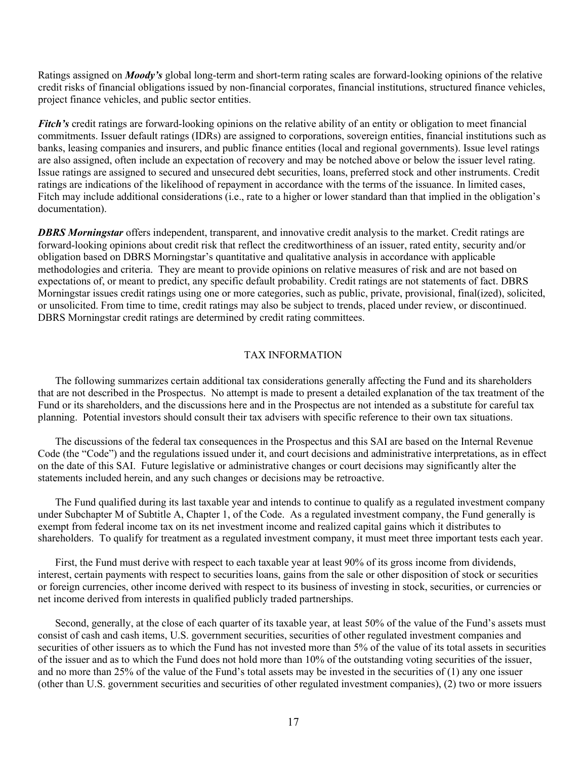Ratings assigned on ***Moody's*** global long-term and short-term rating scales are forward-looking opinions of the relative credit risks of financial obligations issued by non-financial corporates, financial institutions, structured finance vehicles, project finance vehicles, and public sector entities.

***Fitch's*** credit ratings are forward-looking opinions on the relative ability of an entity or obligation to meet financial commitments. Issuer default ratings (IDRs) are assigned to corporations, sovereign entities, financial institutions such as banks, leasing companies and insurers, and public finance entities (local and regional governments). Issue level ratings are also assigned, often include an expectation of recovery and may be notched above or below the issuer level rating. Issue ratings are assigned to secured and unsecured debt securities, loans, preferred stock and other instruments. Credit ratings are indications of the likelihood of repayment in accordance with the terms of the issuance. In limited cases, Fitch may include additional considerations (i.e., rate to a higher or lower standard than that implied in the obligation's documentation).

***DBRS Morningstar*** offers independent, transparent, and innovative credit analysis to the market. Credit ratings are forward-looking opinions about credit risk that reflect the creditworthiness of an issuer, rated entity, security and/or obligation based on DBRS Morningstar's quantitative and qualitative analysis in accordance with applicable methodologies and criteria. They are meant to provide opinions on relative measures of risk and are not based on expectations of, or meant to predict, any specific default probability. Credit ratings are not statements of fact. DBRS Morningstar issues credit ratings using one or more categories, such as public, private, provisional, final(ized), solicited, or unsolicited. From time to time, credit ratings may also be subject to trends, placed under review, or discontinued. DBRS Morningstar credit ratings are determined by credit rating committees.

## TAX INFORMATION

The following summarizes certain additional tax considerations generally affecting the Fund and its shareholders that are not described in the Prospectus. No attempt is made to present a detailed explanation of the tax treatment of the Fund or its shareholders, and the discussions here and in the Prospectus are not intended as a substitute for careful tax planning. Potential investors should consult their tax advisers with specific reference to their own tax situations.

The discussions of the federal tax consequences in the Prospectus and this SAI are based on the Internal Revenue Code (the "Code") and the regulations issued under it, and court decisions and administrative interpretations, as in effect on the date of this SAI. Future legislative or administrative changes or court decisions may significantly alter the statements included herein, and any such changes or decisions may be retroactive.

The Fund qualified during its last taxable year and intends to continue to qualify as a regulated investment company under Subchapter M of Subtitle A, Chapter 1, of the Code. As a regulated investment company, the Fund generally is exempt from federal income tax on its net investment income and realized capital gains which it distributes to shareholders. To qualify for treatment as a regulated investment company, it must meet three important tests each year.

First, the Fund must derive with respect to each taxable year at least 90% of its gross income from dividends, interest, certain payments with respect to securities loans, gains from the sale or other disposition of stock or securities or foreign currencies, other income derived with respect to its business of investing in stock, securities, or currencies or net income derived from interests in qualified publicly traded partnerships.

Second, generally, at the close of each quarter of its taxable year, at least 50% of the value of the Fund's assets must consist of cash and cash items, U.S. government securities, securities of other regulated investment companies and securities of other issuers as to which the Fund has not invested more than 5% of the value of its total assets in securities of the issuer and as to which the Fund does not hold more than 10% of the outstanding voting securities of the issuer, and no more than 25% of the value of the Fund's total assets may be invested in the securities of (1) any one issuer (other than U.S. government securities and securities of other regulated investment companies), (2) two or more issuers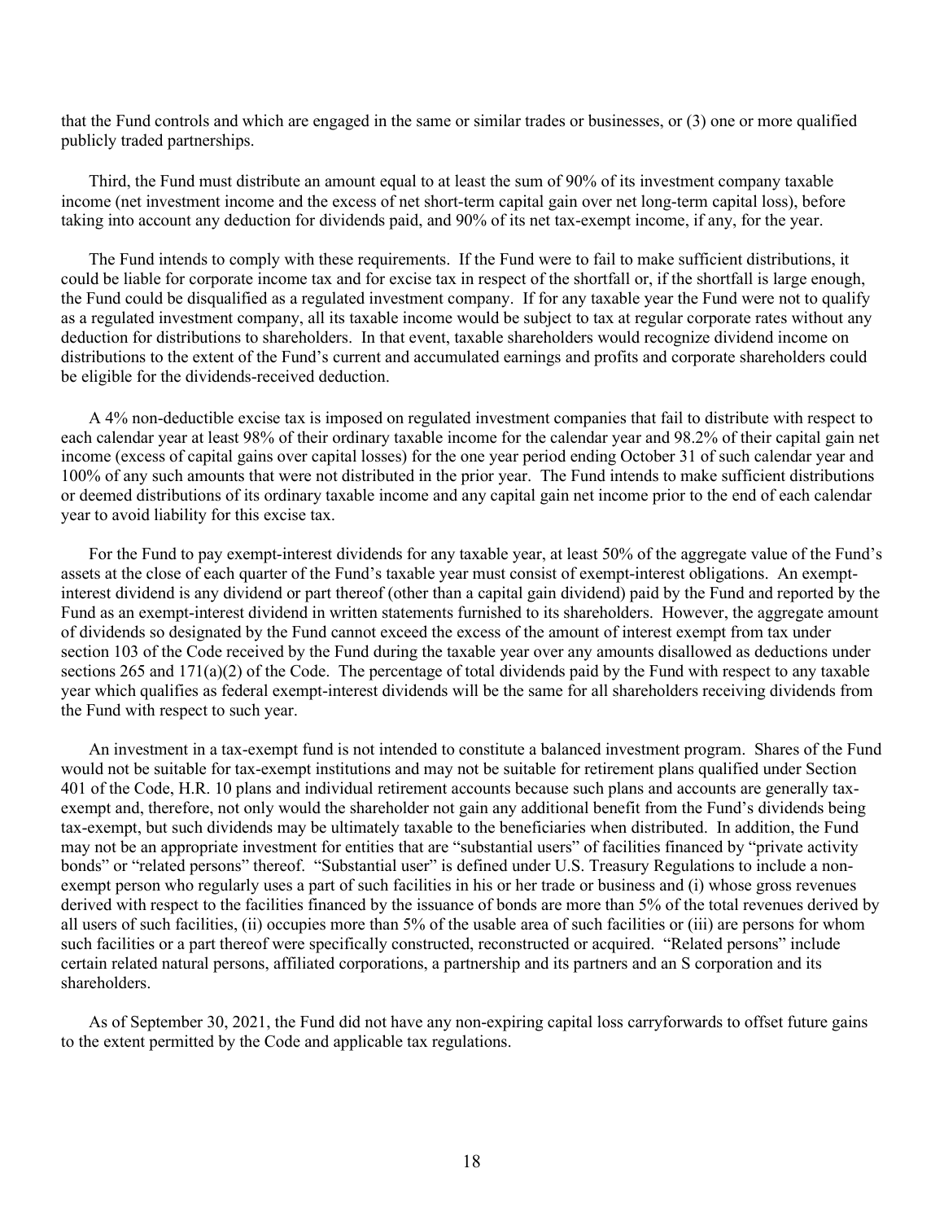that the Fund controls and which are engaged in the same or similar trades or businesses, or (3) one or more qualified publicly traded partnerships.

Third, the Fund must distribute an amount equal to at least the sum of 90% of its investment company taxable income (net investment income and the excess of net short-term capital gain over net long-term capital loss), before taking into account any deduction for dividends paid, and 90% of its net tax-exempt income, if any, for the year.

The Fund intends to comply with these requirements. If the Fund were to fail to make sufficient distributions, it could be liable for corporate income tax and for excise tax in respect of the shortfall or, if the shortfall is large enough, the Fund could be disqualified as a regulated investment company. If for any taxable year the Fund were not to qualify as a regulated investment company, all its taxable income would be subject to tax at regular corporate rates without any deduction for distributions to shareholders. In that event, taxable shareholders would recognize dividend income on distributions to the extent of the Fund's current and accumulated earnings and profits and corporate shareholders could be eligible for the dividends-received deduction.

A 4% non-deductible excise tax is imposed on regulated investment companies that fail to distribute with respect to each calendar year at least 98% of their ordinary taxable income for the calendar year and 98.2% of their capital gain net income (excess of capital gains over capital losses) for the one year period ending October 31 of such calendar year and 100% of any such amounts that were not distributed in the prior year. The Fund intends to make sufficient distributions or deemed distributions of its ordinary taxable income and any capital gain net income prior to the end of each calendar year to avoid liability for this excise tax.

For the Fund to pay exempt-interest dividends for any taxable year, at least 50% of the aggregate value of the Fund's assets at the close of each quarter of the Fund's taxable year must consist of exempt-interest obligations. An exempt-interest dividend is any dividend or part thereof (other than a capital gain dividend) paid by the Fund and reported by the Fund as an exempt-interest dividend in written statements furnished to its shareholders. However, the aggregate amount of dividends so designated by the Fund cannot exceed the excess of the amount of interest exempt from tax under section 103 of the Code received by the Fund during the taxable year over any amounts disallowed as deductions under sections 265 and 171(a)(2) of the Code. The percentage of total dividends paid by the Fund with respect to any taxable year which qualifies as federal exempt-interest dividends will be the same for all shareholders receiving dividends from the Fund with respect to such year.

An investment in a tax-exempt fund is not intended to constitute a balanced investment program. Shares of the Fund would not be suitable for tax-exempt institutions and may not be suitable for retirement plans qualified under Section 401 of the Code, H.R. 10 plans and individual retirement accounts because such plans and accounts are generally tax-exempt and, therefore, not only would the shareholder not gain any additional benefit from the Fund's dividends being tax-exempt, but such dividends may be ultimately taxable to the beneficiaries when distributed. In addition, the Fund may not be an appropriate investment for entities that are "substantial users" of facilities financed by "private activity bonds" or "related persons" thereof. "Substantial user" is defined under U.S. Treasury Regulations to include a non-exempt person who regularly uses a part of such facilities in his or her trade or business and (i) whose gross revenues derived with respect to the facilities financed by the issuance of bonds are more than 5% of the total revenues derived by all users of such facilities, (ii) occupies more than 5% of the usable area of such facilities or (iii) are persons for whom such facilities or a part thereof were specifically constructed, reconstructed or acquired. "Related persons" include certain related natural persons, affiliated corporations, a partnership and its partners and an S corporation and its shareholders.

As of September 30, 2021, the Fund did not have any non-expiring capital loss carryforwards to offset future gains to the extent permitted by the Code and applicable tax regulations.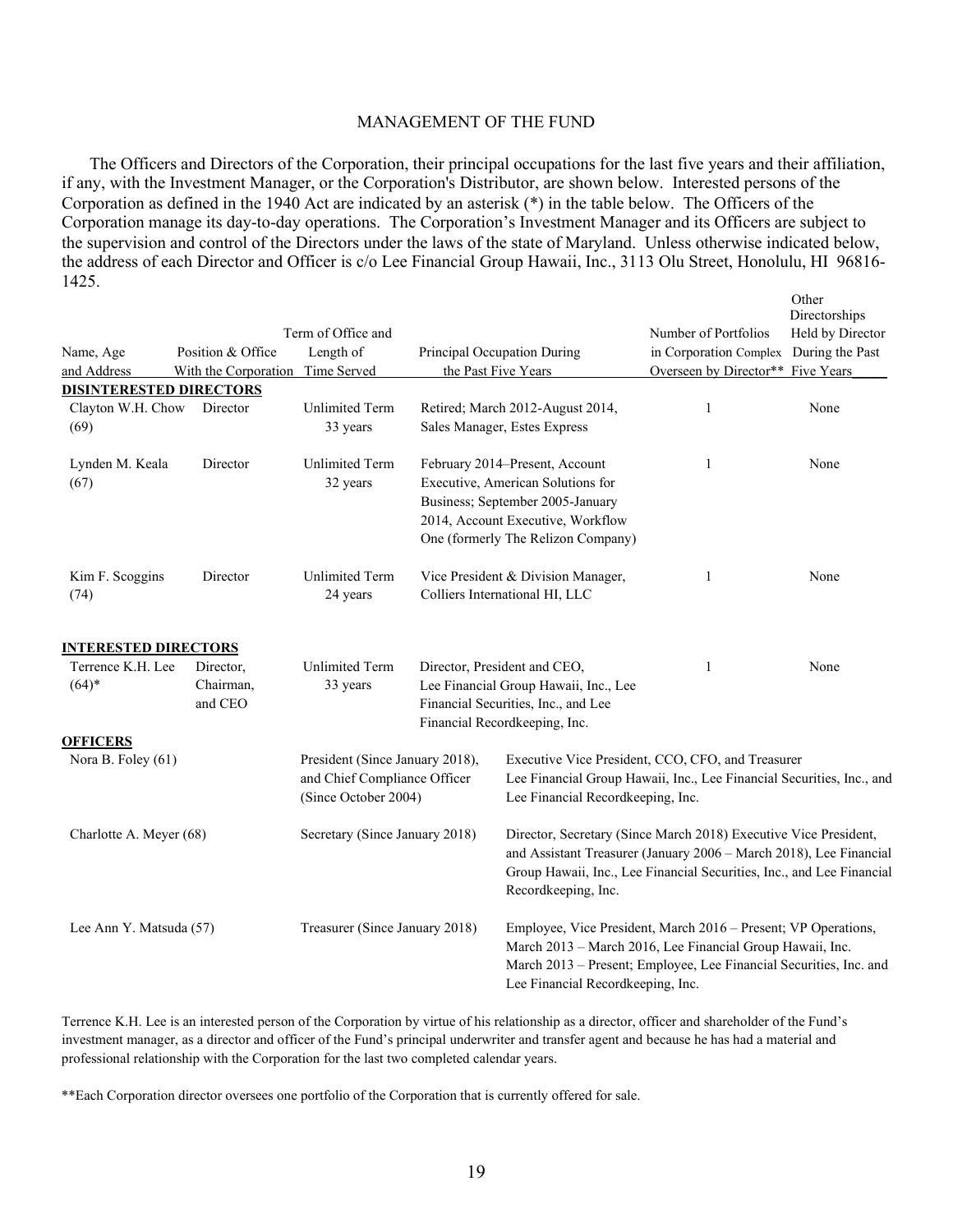## MANAGEMENT OF THE FUND

The Officers and Directors of the Corporation, their principal occupations for the last five years and their affiliation, if any, with the Investment Manager, or the Corporation's Distributor, are shown below. Interested persons of the Corporation as defined in the 1940 Act are indicated by an asterisk (*) in the table below. The Officers of the Corporation manage its day-to-day operations. The Corporation's Investment Manager and its Officers are subject to the supervision and control of the Directors under the laws of the state of Maryland. Unless otherwise indicated below, the address of each Director and Officer is c/o Lee Financial Group Hawaii, Inc., 3113 Olu Street, Honolulu, HI 96816-1425.

| Name, Age and Address | Position & Office With the Corporation | Term of Office and Length of Time Served | Principal Occupation During the Past Five Years | Number of Portfolios in Corporation Complex Overseen by Director** | Other Directorships Held by Director During the Past Five Years |
|---|---|---|---|---|---|
| **DISINTERESTED DIRECTORS** | | | | | |
| Clayton W.H. Chow (69) | Director | Unlimited Term 33 years | Retired; March 2012-August 2014, Sales Manager, Estes Express | 1 | None |
| Lynden M. Keala (67) | Director | Unlimited Term 32 years | February 2014–Present, Account Executive, American Solutions for Business; September 2005-January 2014, Account Executive, Workflow One (formerly The Relizon Company) | 1 | None |
| Kim F. Scoggins (74) | Director | Unlimited Term 24 years | Vice President & Division Manager, Colliers International HI, LLC | 1 | None |
| **INTERESTED DIRECTORS** | | | | | |
| Terrence K.H. Lee (64)* | Director, Chairman, and CEO | Unlimited Term 33 years | Director, President and CEO, Lee Financial Group Hawaii, Inc., Lee Financial Securities, Inc., and Lee Financial Recordkeeping, Inc. | 1 | None |

| **OFFICERS** | | |
|---|---|---|
| Nora B. Foley (61) | President (Since January 2018), and Chief Compliance Officer (Since October 2004) | Executive Vice President, CCO, CFO, and Treasurer Lee Financial Group Hawaii, Inc., Lee Financial Securities, Inc., and Lee Financial Recordkeeping, Inc. |
| Charlotte A. Meyer (68) | Secretary (Since January 2018) | Director, Secretary (Since March 2018) Executive Vice President, and Assistant Treasurer (January 2006 – March 2018), Lee Financial Group Hawaii, Inc., Lee Financial Securities, Inc., and Lee Financial Recordkeeping, Inc. |
| Lee Ann Y. Matsuda (57) | Treasurer (Since January 2018) | Employee, Vice President, March 2016 – Present; VP Operations, March 2013 – March 2016, Lee Financial Group Hawaii, Inc. March 2013 – Present; Employee, Lee Financial Securities, Inc. and Lee Financial Recordkeeping, Inc. |

Terrence K.H. Lee is an interested person of the Corporation by virtue of his relationship as a director, officer and shareholder of the Fund's investment manager, as a director and officer of the Fund's principal underwriter and transfer agent and because he has had a material and professional relationship with the Corporation for the last two completed calendar years.

**Each Corporation director oversees one portfolio of the Corporation that is currently offered for sale.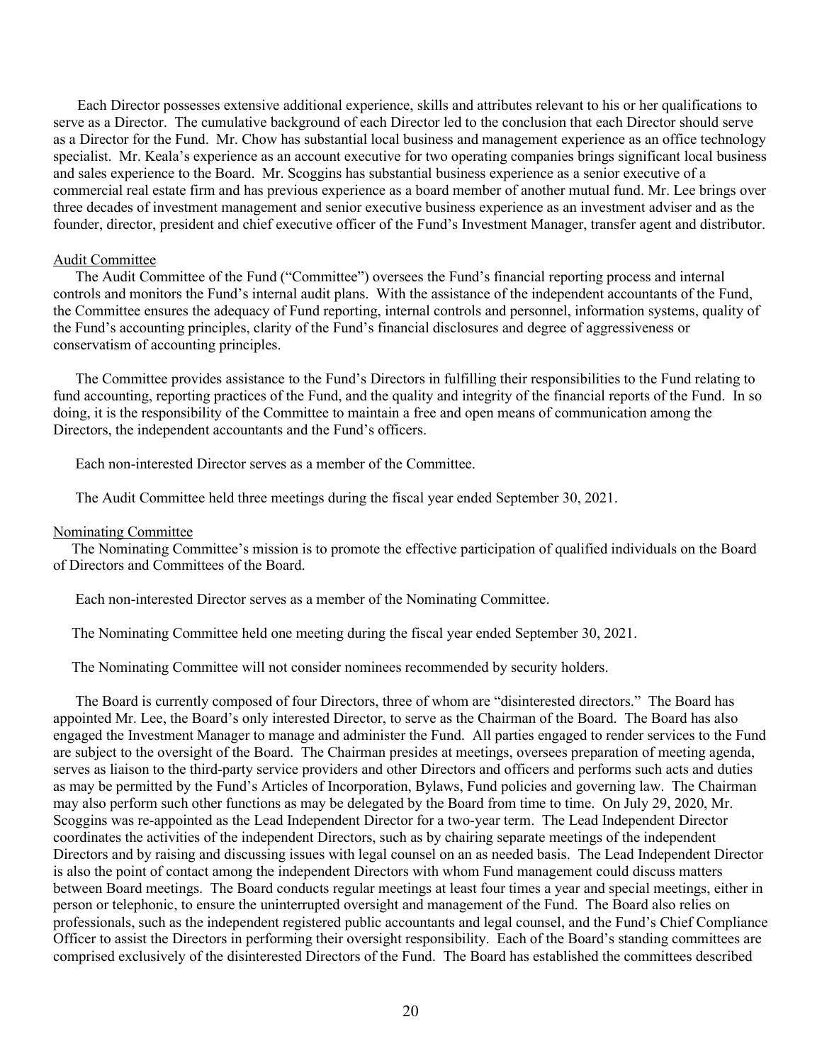Each Director possesses extensive additional experience, skills and attributes relevant to his or her qualifications to serve as a Director. The cumulative background of each Director led to the conclusion that each Director should serve as a Director for the Fund. Mr. Chow has substantial local business and management experience as an office technology specialist. Mr. Keala's experience as an account executive for two operating companies brings significant local business and sales experience to the Board. Mr. Scoggins has substantial business experience as a senior executive of a commercial real estate firm and has previous experience as a board member of another mutual fund. Mr. Lee brings over three decades of investment management and senior executive business experience as an investment adviser and as the founder, director, president and chief executive officer of the Fund's Investment Manager, transfer agent and distributor.

Audit Committee

The Audit Committee of the Fund ("Committee") oversees the Fund's financial reporting process and internal controls and monitors the Fund's internal audit plans. With the assistance of the independent accountants of the Fund, the Committee ensures the adequacy of Fund reporting, internal controls and personnel, information systems, quality of the Fund's accounting principles, clarity of the Fund's financial disclosures and degree of aggressiveness or conservatism of accounting principles.

The Committee provides assistance to the Fund's Directors in fulfilling their responsibilities to the Fund relating to fund accounting, reporting practices of the Fund, and the quality and integrity of the financial reports of the Fund. In so doing, it is the responsibility of the Committee to maintain a free and open means of communication among the Directors, the independent accountants and the Fund's officers.

Each non-interested Director serves as a member of the Committee.

The Audit Committee held three meetings during the fiscal year ended September 30, 2021.

Nominating Committee

The Nominating Committee's mission is to promote the effective participation of qualified individuals on the Board of Directors and Committees of the Board.

Each non-interested Director serves as a member of the Nominating Committee.

The Nominating Committee held one meeting during the fiscal year ended September 30, 2021.

The Nominating Committee will not consider nominees recommended by security holders.

The Board is currently composed of four Directors, three of whom are "disinterested directors." The Board has appointed Mr. Lee, the Board's only interested Director, to serve as the Chairman of the Board. The Board has also engaged the Investment Manager to manage and administer the Fund. All parties engaged to render services to the Fund are subject to the oversight of the Board. The Chairman presides at meetings, oversees preparation of meeting agenda, serves as liaison to the third-party service providers and other Directors and officers and performs such acts and duties as may be permitted by the Fund's Articles of Incorporation, Bylaws, Fund policies and governing law. The Chairman may also perform such other functions as may be delegated by the Board from time to time. On July 29, 2020, Mr. Scoggins was re-appointed as the Lead Independent Director for a two-year term. The Lead Independent Director coordinates the activities of the independent Directors, such as by chairing separate meetings of the independent Directors and by raising and discussing issues with legal counsel on an as needed basis. The Lead Independent Director is also the point of contact among the independent Directors with whom Fund management could discuss matters between Board meetings. The Board conducts regular meetings at least four times a year and special meetings, either in person or telephonic, to ensure the uninterrupted oversight and management of the Fund. The Board also relies on professionals, such as the independent registered public accountants and legal counsel, and the Fund's Chief Compliance Officer to assist the Directors in performing their oversight responsibility. Each of the Board's standing committees are comprised exclusively of the disinterested Directors of the Fund. The Board has established the committees described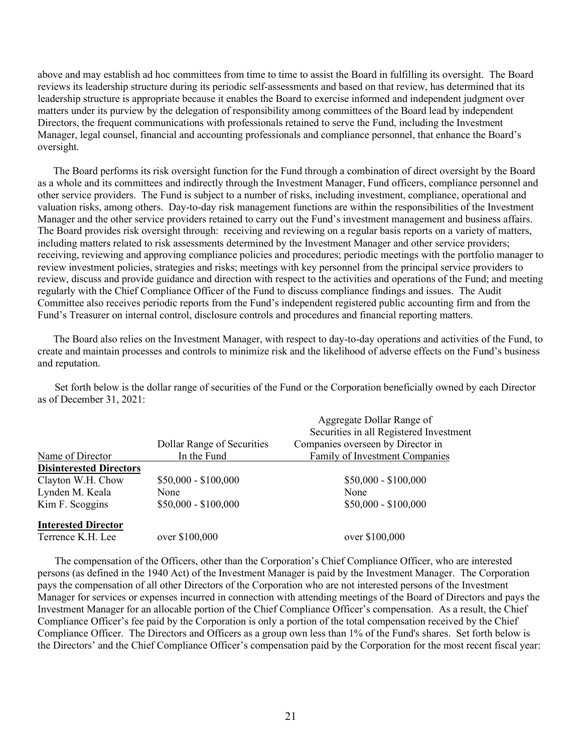above and may establish ad hoc committees from time to time to assist the Board in fulfilling its oversight. The Board reviews its leadership structure during its periodic self-assessments and based on that review, has determined that its leadership structure is appropriate because it enables the Board to exercise informed and independent judgment over matters under its purview by the delegation of responsibility among committees of the Board lead by independent Directors, the frequent communications with professionals retained to serve the Fund, including the Investment Manager, legal counsel, financial and accounting professionals and compliance personnel, that enhance the Board's oversight.

The Board performs its risk oversight function for the Fund through a combination of direct oversight by the Board as a whole and its committees and indirectly through the Investment Manager, Fund officers, compliance personnel and other service providers. The Fund is subject to a number of risks, including investment, compliance, operational and valuation risks, among others. Day-to-day risk management functions are within the responsibilities of the Investment Manager and the other service providers retained to carry out the Fund's investment management and business affairs. The Board provides risk oversight through: receiving and reviewing on a regular basis reports on a variety of matters, including matters related to risk assessments determined by the Investment Manager and other service providers; receiving, reviewing and approving compliance policies and procedures; periodic meetings with the portfolio manager to review investment policies, strategies and risks; meetings with key personnel from the principal service providers to review, discuss and provide guidance and direction with respect to the activities and operations of the Fund; and meeting regularly with the Chief Compliance Officer of the Fund to discuss compliance findings and issues. The Audit Committee also receives periodic reports from the Fund's independent registered public accounting firm and from the Fund's Treasurer on internal control, disclosure controls and procedures and financial reporting matters.

The Board also relies on the Investment Manager, with respect to day-to-day operations and activities of the Fund, to create and maintain processes and controls to minimize risk and the likelihood of adverse effects on the Fund's business and reputation.

Set forth below is the dollar range of securities of the Fund or the Corporation beneficially owned by each Director as of December 31, 2021:

| Name of Director | Dollar Range of Securities In the Fund | Aggregate Dollar Range of Securities in all Registered Investment Companies overseen by Director in Family of Investment Companies |
|---|---|---|
| **Disinterested Directors** | | |
| Clayton W.H. Chow | $50,000 - $100,000 | $50,000 - $100,000 |
| Lynden M. Keala | None | None |
| Kim F. Scoggins | $50,000 - $100,000 | $50,000 - $100,000 |
| **Interested Director** | | |
| Terrence K.H. Lee | over $100,000 | over $100,000 |

The compensation of the Officers, other than the Corporation's Chief Compliance Officer, who are interested persons (as defined in the 1940 Act) of the Investment Manager is paid by the Investment Manager. The Corporation pays the compensation of all other Directors of the Corporation who are not interested persons of the Investment Manager for services or expenses incurred in connection with attending meetings of the Board of Directors and pays the Investment Manager for an allocable portion of the Chief Compliance Officer's compensation. As a result, the Chief Compliance Officer's fee paid by the Corporation is only a portion of the total compensation received by the Chief Compliance Officer. The Directors and Officers as a group own less than 1% of the Fund's shares. Set forth below is the Directors' and the Chief Compliance Officer's compensation paid by the Corporation for the most recent fiscal year: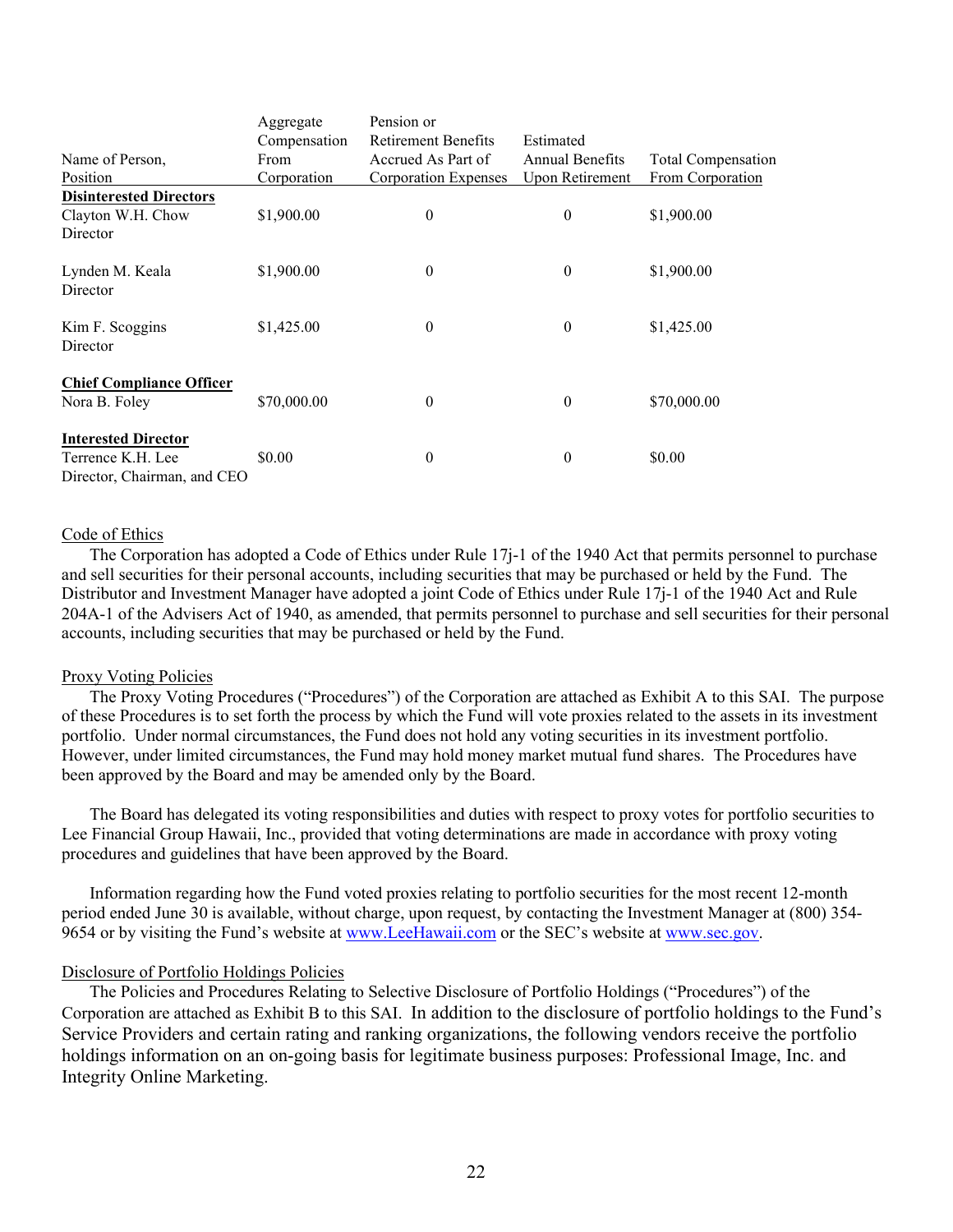| Name of Person, Position | Aggregate Compensation From Corporation | Pension or Retirement Benefits Accrued As Part of Corporation Expenses | Estimated Annual Benefits Upon Retirement | Total Compensation From Corporation |
|---|---|---|---|---|
| **Disinterested Directors** | | | | |
| Clayton W.H. Chow<br>Director | $1,900.00 | 0 | 0 | $1,900.00 |
| Lynden M. Keala<br>Director | $1,900.00 | 0 | 0 | $1,900.00 |
| Kim F. Scoggins<br>Director | $1,425.00 | 0 | 0 | $1,425.00 |
| **Chief Compliance Officer** | | | | |
| Nora B. Foley | $70,000.00 | 0 | 0 | $70,000.00 |
| **Interested Director** | | | | |
| Terrence K.H. Lee<br>Director, Chairman, and CEO | $0.00 | 0 | 0 | $0.00 |

Code of Ethics

The Corporation has adopted a Code of Ethics under Rule 17j-1 of the 1940 Act that permits personnel to purchase and sell securities for their personal accounts, including securities that may be purchased or held by the Fund. The Distributor and Investment Manager have adopted a joint Code of Ethics under Rule 17j-1 of the 1940 Act and Rule 204A-1 of the Advisers Act of 1940, as amended, that permits personnel to purchase and sell securities for their personal accounts, including securities that may be purchased or held by the Fund.

Proxy Voting Policies

The Proxy Voting Procedures ("Procedures") of the Corporation are attached as Exhibit A to this SAI. The purpose of these Procedures is to set forth the process by which the Fund will vote proxies related to the assets in its investment portfolio. Under normal circumstances, the Fund does not hold any voting securities in its investment portfolio. However, under limited circumstances, the Fund may hold money market mutual fund shares. The Procedures have been approved by the Board and may be amended only by the Board.

The Board has delegated its voting responsibilities and duties with respect to proxy votes for portfolio securities to Lee Financial Group Hawaii, Inc., provided that voting determinations are made in accordance with proxy voting procedures and guidelines that have been approved by the Board.

Information regarding how the Fund voted proxies relating to portfolio securities for the most recent 12-month period ended June 30 is available, without charge, upon request, by contacting the Investment Manager at (800) 354-9654 or by visiting the Fund's website at www.LeeHawaii.com or the SEC's website at www.sec.gov.

Disclosure of Portfolio Holdings Policies

The Policies and Procedures Relating to Selective Disclosure of Portfolio Holdings ("Procedures") of the Corporation are attached as Exhibit B to this SAI. In addition to the disclosure of portfolio holdings to the Fund's Service Providers and certain rating and ranking organizations, the following vendors receive the portfolio holdings information on an on-going basis for legitimate business purposes: Professional Image, Inc. and Integrity Online Marketing.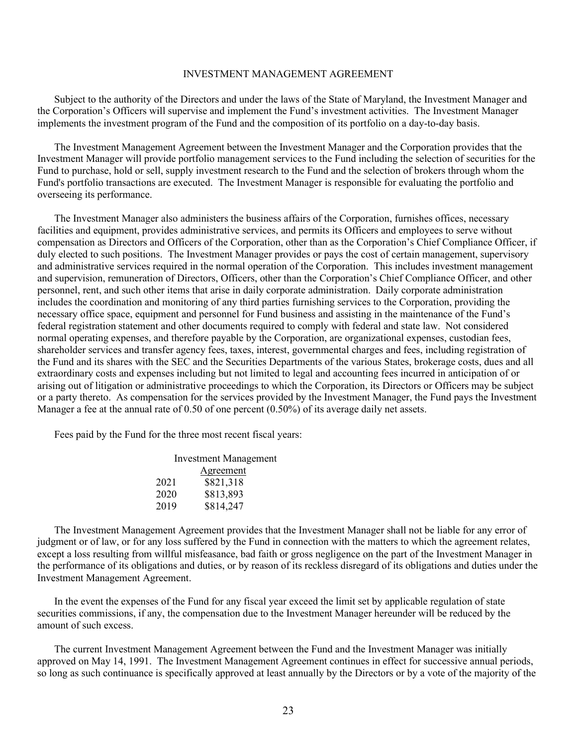## INVESTMENT MANAGEMENT AGREEMENT

Subject to the authority of the Directors and under the laws of the State of Maryland, the Investment Manager and the Corporation's Officers will supervise and implement the Fund's investment activities. The Investment Manager implements the investment program of the Fund and the composition of its portfolio on a day-to-day basis.

The Investment Management Agreement between the Investment Manager and the Corporation provides that the Investment Manager will provide portfolio management services to the Fund including the selection of securities for the Fund to purchase, hold or sell, supply investment research to the Fund and the selection of brokers through whom the Fund's portfolio transactions are executed. The Investment Manager is responsible for evaluating the portfolio and overseeing its performance.

The Investment Manager also administers the business affairs of the Corporation, furnishes offices, necessary facilities and equipment, provides administrative services, and permits its Officers and employees to serve without compensation as Directors and Officers of the Corporation, other than as the Corporation's Chief Compliance Officer, if duly elected to such positions. The Investment Manager provides or pays the cost of certain management, supervisory and administrative services required in the normal operation of the Corporation. This includes investment management and supervision, remuneration of Directors, Officers, other than the Corporation's Chief Compliance Officer, and other personnel, rent, and such other items that arise in daily corporate administration. Daily corporate administration includes the coordination and monitoring of any third parties furnishing services to the Corporation, providing the necessary office space, equipment and personnel for Fund business and assisting in the maintenance of the Fund's federal registration statement and other documents required to comply with federal and state law. Not considered normal operating expenses, and therefore payable by the Corporation, are organizational expenses, custodian fees, shareholder services and transfer agency fees, taxes, interest, governmental charges and fees, including registration of the Fund and its shares with the SEC and the Securities Departments of the various States, brokerage costs, dues and all extraordinary costs and expenses including but not limited to legal and accounting fees incurred in anticipation of or arising out of litigation or administrative proceedings to which the Corporation, its Directors or Officers may be subject or a party thereto. As compensation for the services provided by the Investment Manager, the Fund pays the Investment Manager a fee at the annual rate of 0.50 of one percent (0.50%) of its average daily net assets.

Fees paid by the Fund for the three most recent fiscal years:

| | Investment Management Agreement |
|---|---|
| 2021 | $821,318 |
| 2020 | $813,893 |
| 2019 | $814,247 |

The Investment Management Agreement provides that the Investment Manager shall not be liable for any error of judgment or of law, or for any loss suffered by the Fund in connection with the matters to which the agreement relates, except a loss resulting from willful misfeasance, bad faith or gross negligence on the part of the Investment Manager in the performance of its obligations and duties, or by reason of its reckless disregard of its obligations and duties under the Investment Management Agreement.

In the event the expenses of the Fund for any fiscal year exceed the limit set by applicable regulation of state securities commissions, if any, the compensation due to the Investment Manager hereunder will be reduced by the amount of such excess.

The current Investment Management Agreement between the Fund and the Investment Manager was initially approved on May 14, 1991. The Investment Management Agreement continues in effect for successive annual periods, so long as such continuance is specifically approved at least annually by the Directors or by a vote of the majority of the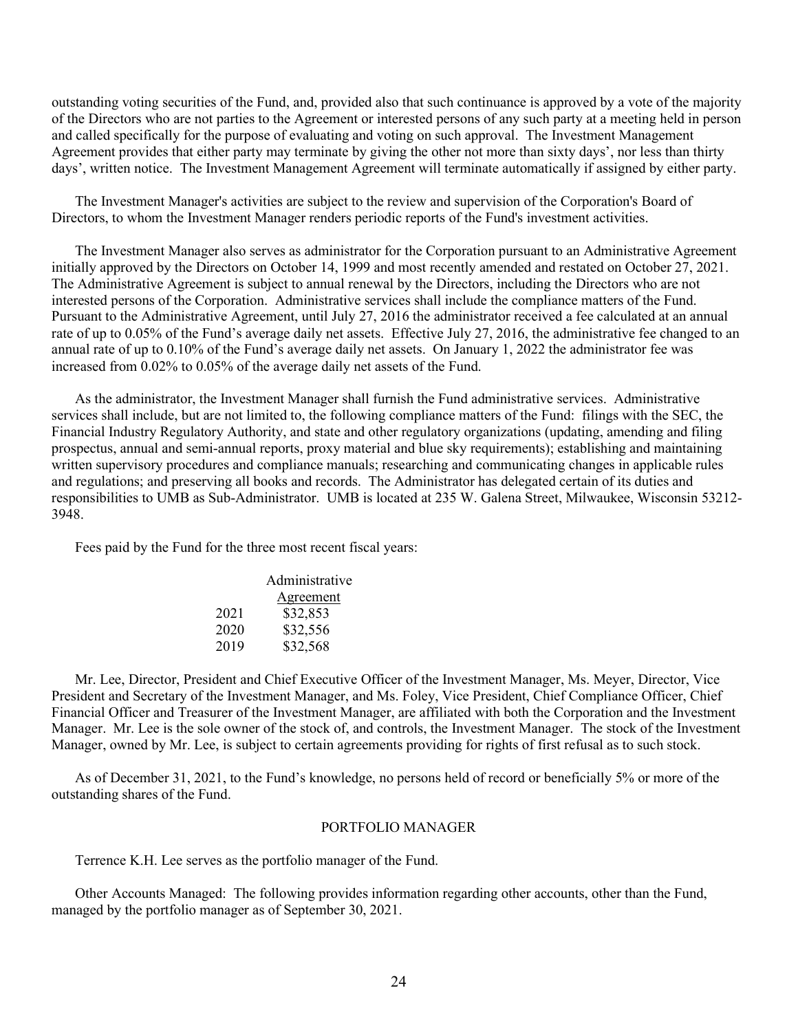outstanding voting securities of the Fund, and, provided also that such continuance is approved by a vote of the majority of the Directors who are not parties to the Agreement or interested persons of any such party at a meeting held in person and called specifically for the purpose of evaluating and voting on such approval. The Investment Management Agreement provides that either party may terminate by giving the other not more than sixty days', nor less than thirty days', written notice. The Investment Management Agreement will terminate automatically if assigned by either party.

The Investment Manager's activities are subject to the review and supervision of the Corporation's Board of Directors, to whom the Investment Manager renders periodic reports of the Fund's investment activities.

The Investment Manager also serves as administrator for the Corporation pursuant to an Administrative Agreement initially approved by the Directors on October 14, 1999 and most recently amended and restated on October 27, 2021. The Administrative Agreement is subject to annual renewal by the Directors, including the Directors who are not interested persons of the Corporation. Administrative services shall include the compliance matters of the Fund. Pursuant to the Administrative Agreement, until July 27, 2016 the administrator received a fee calculated at an annual rate of up to 0.05% of the Fund's average daily net assets. Effective July 27, 2016, the administrative fee changed to an annual rate of up to 0.10% of the Fund's average daily net assets. On January 1, 2022 the administrator fee was increased from 0.02% to 0.05% of the average daily net assets of the Fund.

As the administrator, the Investment Manager shall furnish the Fund administrative services. Administrative services shall include, but are not limited to, the following compliance matters of the Fund: filings with the SEC, the Financial Industry Regulatory Authority, and state and other regulatory organizations (updating, amending and filing prospectus, annual and semi-annual reports, proxy material and blue sky requirements); establishing and maintaining written supervisory procedures and compliance manuals; researching and communicating changes in applicable rules and regulations; and preserving all books and records. The Administrator has delegated certain of its duties and responsibilities to UMB as Sub-Administrator. UMB is located at 235 W. Galena Street, Milwaukee, Wisconsin 53212-3948.

Fees paid by the Fund for the three most recent fiscal years:

| | Administrative Agreement |
|---|---|
| 2021 | \$32,853 |
| 2020 | \$32,556 |
| 2019 | \$32,568 |

Mr. Lee, Director, President and Chief Executive Officer of the Investment Manager, Ms. Meyer, Director, Vice President and Secretary of the Investment Manager, and Ms. Foley, Vice President, Chief Compliance Officer, Chief Financial Officer and Treasurer of the Investment Manager, are affiliated with both the Corporation and the Investment Manager. Mr. Lee is the sole owner of the stock of, and controls, the Investment Manager. The stock of the Investment Manager, owned by Mr. Lee, is subject to certain agreements providing for rights of first refusal as to such stock.

As of December 31, 2021, to the Fund's knowledge, no persons held of record or beneficially 5% or more of the outstanding shares of the Fund.

## PORTFOLIO MANAGER

Terrence K.H. Lee serves as the portfolio manager of the Fund.

Other Accounts Managed: The following provides information regarding other accounts, other than the Fund, managed by the portfolio manager as of September 30, 2021.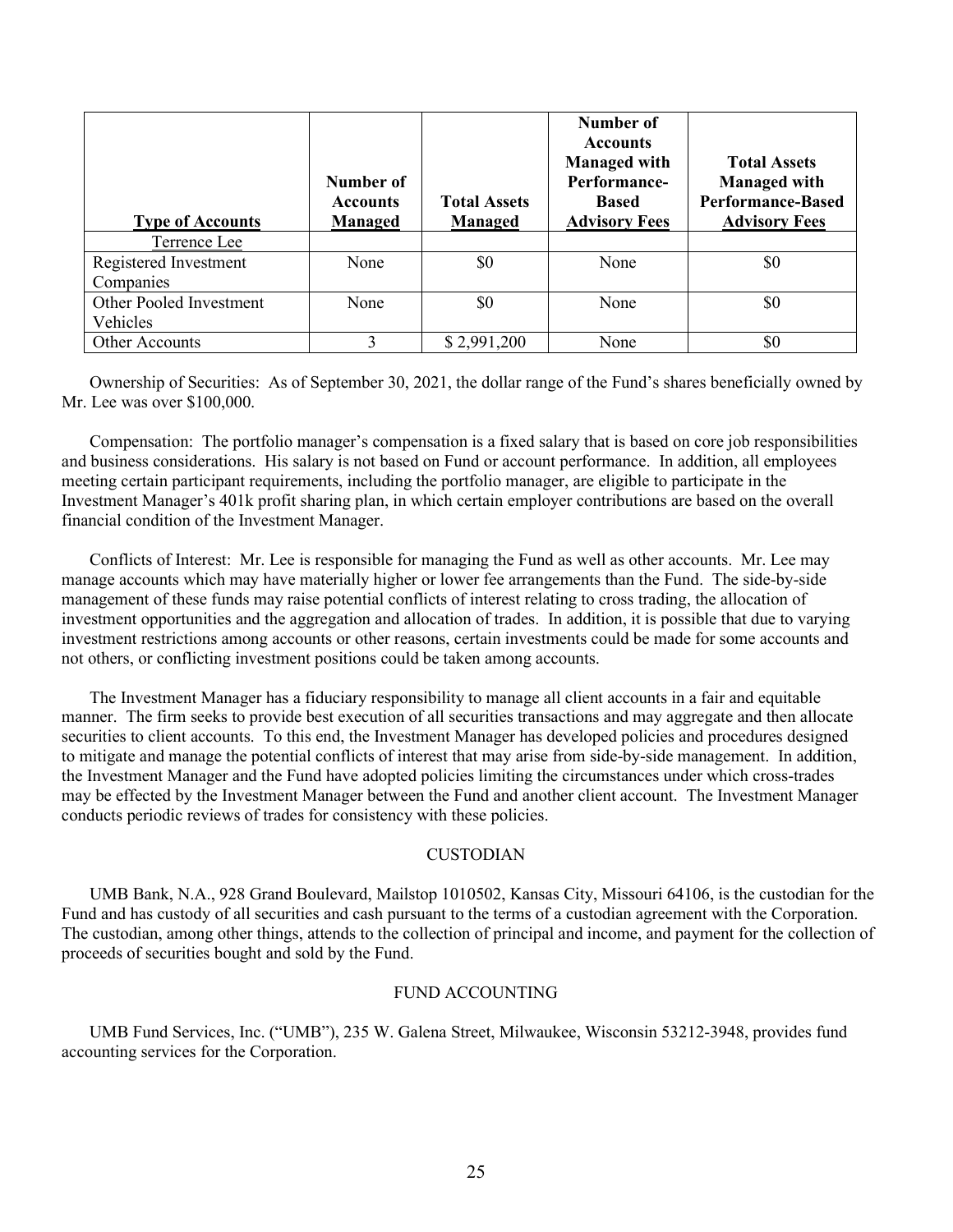| Type of Accounts | Number of Accounts Managed | Total Assets Managed | Number of Accounts Managed with Performance-Based Advisory Fees | Total Assets Managed with Performance-Based Advisory Fees |
|---|---|---|---|---|
| Terrence Lee | | | | |
| Registered Investment Companies | None | $0 | None | $0 |
| Other Pooled Investment Vehicles | None | $0 | None | $0 |
| Other Accounts | 3 | $ 2,991,200 | None | $0 |

Ownership of Securities: As of September 30, 2021, the dollar range of the Fund's shares beneficially owned by Mr. Lee was over $100,000.

Compensation: The portfolio manager's compensation is a fixed salary that is based on core job responsibilities and business considerations. His salary is not based on Fund or account performance. In addition, all employees meeting certain participant requirements, including the portfolio manager, are eligible to participate in the Investment Manager's 401k profit sharing plan, in which certain employer contributions are based on the overall financial condition of the Investment Manager.

Conflicts of Interest: Mr. Lee is responsible for managing the Fund as well as other accounts. Mr. Lee may manage accounts which may have materially higher or lower fee arrangements than the Fund. The side-by-side management of these funds may raise potential conflicts of interest relating to cross trading, the allocation of investment opportunities and the aggregation and allocation of trades. In addition, it is possible that due to varying investment restrictions among accounts or other reasons, certain investments could be made for some accounts and not others, or conflicting investment positions could be taken among accounts.

The Investment Manager has a fiduciary responsibility to manage all client accounts in a fair and equitable manner. The firm seeks to provide best execution of all securities transactions and may aggregate and then allocate securities to client accounts. To this end, the Investment Manager has developed policies and procedures designed to mitigate and manage the potential conflicts of interest that may arise from side-by-side management. In addition, the Investment Manager and the Fund have adopted policies limiting the circumstances under which cross-trades may be effected by the Investment Manager between the Fund and another client account. The Investment Manager conducts periodic reviews of trades for consistency with these policies.

## CUSTODIAN

UMB Bank, N.A., 928 Grand Boulevard, Mailstop 1010502, Kansas City, Missouri 64106, is the custodian for the Fund and has custody of all securities and cash pursuant to the terms of a custodian agreement with the Corporation. The custodian, among other things, attends to the collection of principal and income, and payment for the collection of proceeds of securities bought and sold by the Fund.

## FUND ACCOUNTING

UMB Fund Services, Inc. ("UMB"), 235 W. Galena Street, Milwaukee, Wisconsin 53212-3948, provides fund accounting services for the Corporation.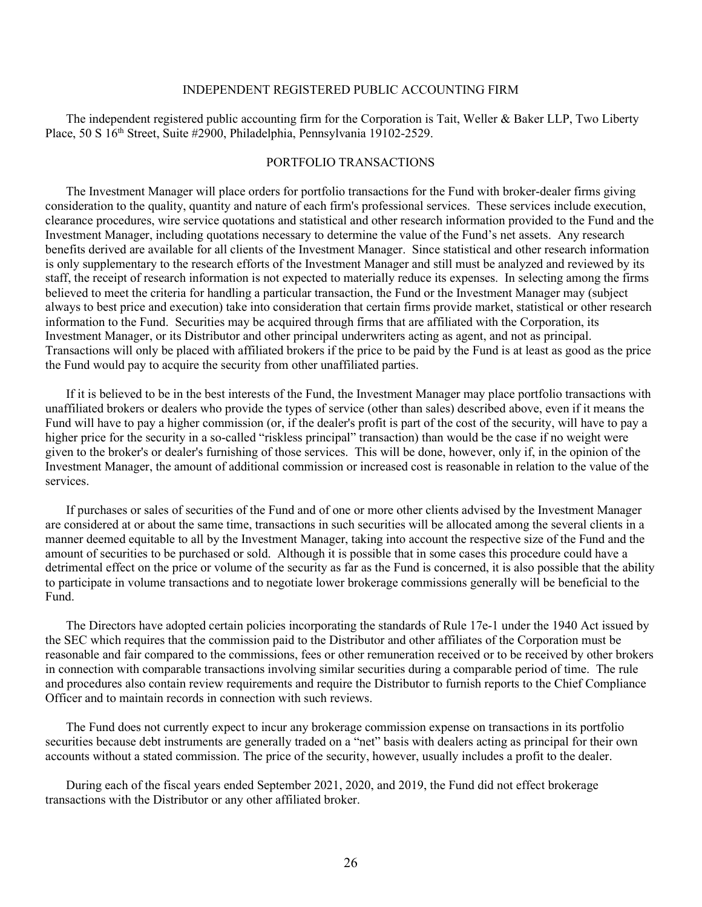## INDEPENDENT REGISTERED PUBLIC ACCOUNTING FIRM

The independent registered public accounting firm for the Corporation is Tait, Weller & Baker LLP, Two Liberty Place, 50 S 16th Street, Suite #2900, Philadelphia, Pennsylvania 19102-2529.

## PORTFOLIO TRANSACTIONS

The Investment Manager will place orders for portfolio transactions for the Fund with broker-dealer firms giving consideration to the quality, quantity and nature of each firm's professional services. These services include execution, clearance procedures, wire service quotations and statistical and other research information provided to the Fund and the Investment Manager, including quotations necessary to determine the value of the Fund's net assets. Any research benefits derived are available for all clients of the Investment Manager. Since statistical and other research information is only supplementary to the research efforts of the Investment Manager and still must be analyzed and reviewed by its staff, the receipt of research information is not expected to materially reduce its expenses. In selecting among the firms believed to meet the criteria for handling a particular transaction, the Fund or the Investment Manager may (subject always to best price and execution) take into consideration that certain firms provide market, statistical or other research information to the Fund. Securities may be acquired through firms that are affiliated with the Corporation, its Investment Manager, or its Distributor and other principal underwriters acting as agent, and not as principal. Transactions will only be placed with affiliated brokers if the price to be paid by the Fund is at least as good as the price the Fund would pay to acquire the security from other unaffiliated parties.

If it is believed to be in the best interests of the Fund, the Investment Manager may place portfolio transactions with unaffiliated brokers or dealers who provide the types of service (other than sales) described above, even if it means the Fund will have to pay a higher commission (or, if the dealer's profit is part of the cost of the security, will have to pay a higher price for the security in a so-called "riskless principal" transaction) than would be the case if no weight were given to the broker's or dealer's furnishing of those services. This will be done, however, only if, in the opinion of the Investment Manager, the amount of additional commission or increased cost is reasonable in relation to the value of the services.

If purchases or sales of securities of the Fund and of one or more other clients advised by the Investment Manager are considered at or about the same time, transactions in such securities will be allocated among the several clients in a manner deemed equitable to all by the Investment Manager, taking into account the respective size of the Fund and the amount of securities to be purchased or sold. Although it is possible that in some cases this procedure could have a detrimental effect on the price or volume of the security as far as the Fund is concerned, it is also possible that the ability to participate in volume transactions and to negotiate lower brokerage commissions generally will be beneficial to the Fund.

The Directors have adopted certain policies incorporating the standards of Rule 17e-1 under the 1940 Act issued by the SEC which requires that the commission paid to the Distributor and other affiliates of the Corporation must be reasonable and fair compared to the commissions, fees or other remuneration received or to be received by other brokers in connection with comparable transactions involving similar securities during a comparable period of time. The rule and procedures also contain review requirements and require the Distributor to furnish reports to the Chief Compliance Officer and to maintain records in connection with such reviews.

The Fund does not currently expect to incur any brokerage commission expense on transactions in its portfolio securities because debt instruments are generally traded on a "net" basis with dealers acting as principal for their own accounts without a stated commission. The price of the security, however, usually includes a profit to the dealer.

During each of the fiscal years ended September 2021, 2020, and 2019, the Fund did not effect brokerage transactions with the Distributor or any other affiliated broker.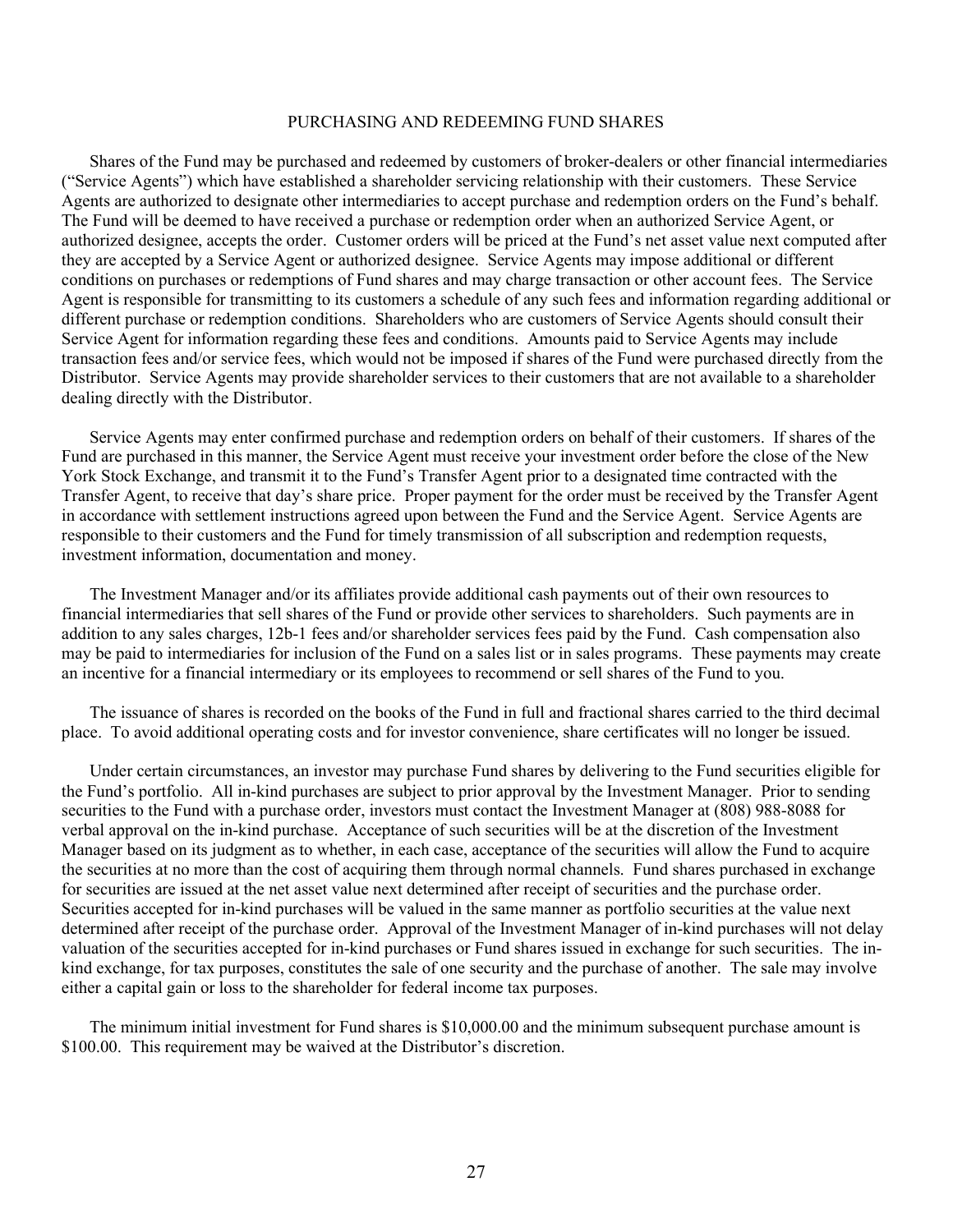## PURCHASING AND REDEEMING FUND SHARES

Shares of the Fund may be purchased and redeemed by customers of broker-dealers or other financial intermediaries ("Service Agents") which have established a shareholder servicing relationship with their customers. These Service Agents are authorized to designate other intermediaries to accept purchase and redemption orders on the Fund's behalf. The Fund will be deemed to have received a purchase or redemption order when an authorized Service Agent, or authorized designee, accepts the order. Customer orders will be priced at the Fund's net asset value next computed after they are accepted by a Service Agent or authorized designee. Service Agents may impose additional or different conditions on purchases or redemptions of Fund shares and may charge transaction or other account fees. The Service Agent is responsible for transmitting to its customers a schedule of any such fees and information regarding additional or different purchase or redemption conditions. Shareholders who are customers of Service Agents should consult their Service Agent for information regarding these fees and conditions. Amounts paid to Service Agents may include transaction fees and/or service fees, which would not be imposed if shares of the Fund were purchased directly from the Distributor. Service Agents may provide shareholder services to their customers that are not available to a shareholder dealing directly with the Distributor.

Service Agents may enter confirmed purchase and redemption orders on behalf of their customers. If shares of the Fund are purchased in this manner, the Service Agent must receive your investment order before the close of the New York Stock Exchange, and transmit it to the Fund's Transfer Agent prior to a designated time contracted with the Transfer Agent, to receive that day's share price. Proper payment for the order must be received by the Transfer Agent in accordance with settlement instructions agreed upon between the Fund and the Service Agent. Service Agents are responsible to their customers and the Fund for timely transmission of all subscription and redemption requests, investment information, documentation and money.

The Investment Manager and/or its affiliates provide additional cash payments out of their own resources to financial intermediaries that sell shares of the Fund or provide other services to shareholders. Such payments are in addition to any sales charges, 12b-1 fees and/or shareholder services fees paid by the Fund. Cash compensation also may be paid to intermediaries for inclusion of the Fund on a sales list or in sales programs. These payments may create an incentive for a financial intermediary or its employees to recommend or sell shares of the Fund to you.

The issuance of shares is recorded on the books of the Fund in full and fractional shares carried to the third decimal place. To avoid additional operating costs and for investor convenience, share certificates will no longer be issued.

Under certain circumstances, an investor may purchase Fund shares by delivering to the Fund securities eligible for the Fund's portfolio. All in-kind purchases are subject to prior approval by the Investment Manager. Prior to sending securities to the Fund with a purchase order, investors must contact the Investment Manager at (808) 988-8088 for verbal approval on the in-kind purchase. Acceptance of such securities will be at the discretion of the Investment Manager based on its judgment as to whether, in each case, acceptance of the securities will allow the Fund to acquire the securities at no more than the cost of acquiring them through normal channels. Fund shares purchased in exchange for securities are issued at the net asset value next determined after receipt of securities and the purchase order. Securities accepted for in-kind purchases will be valued in the same manner as portfolio securities at the value next determined after receipt of the purchase order. Approval of the Investment Manager of in-kind purchases will not delay valuation of the securities accepted for in-kind purchases or Fund shares issued in exchange for such securities. The in-kind exchange, for tax purposes, constitutes the sale of one security and the purchase of another. The sale may involve either a capital gain or loss to the shareholder for federal income tax purposes.

The minimum initial investment for Fund shares is $10,000.00 and the minimum subsequent purchase amount is $100.00. This requirement may be waived at the Distributor's discretion.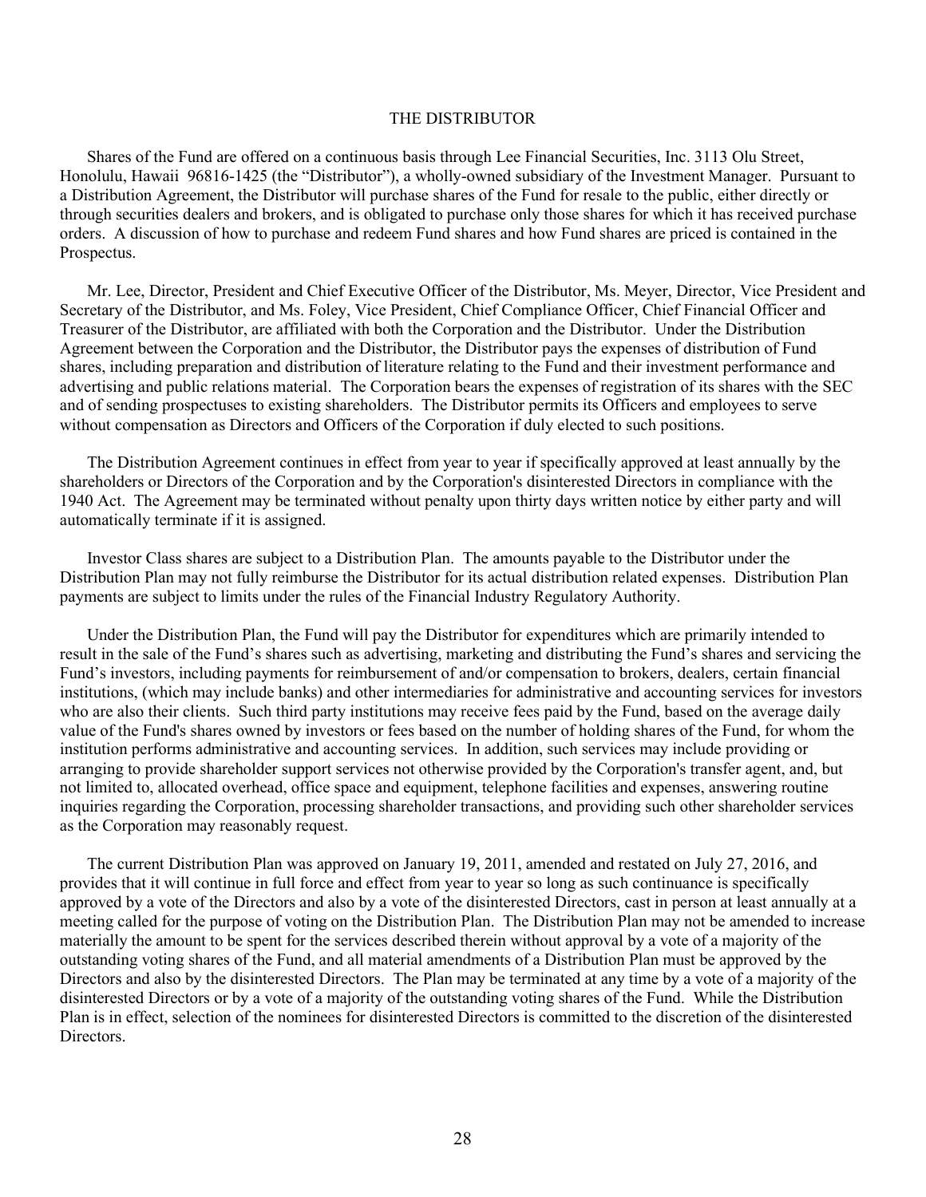## THE DISTRIBUTOR

Shares of the Fund are offered on a continuous basis through Lee Financial Securities, Inc. 3113 Olu Street, Honolulu, Hawaii 96816-1425 (the "Distributor"), a wholly-owned subsidiary of the Investment Manager. Pursuant to a Distribution Agreement, the Distributor will purchase shares of the Fund for resale to the public, either directly or through securities dealers and brokers, and is obligated to purchase only those shares for which it has received purchase orders. A discussion of how to purchase and redeem Fund shares and how Fund shares are priced is contained in the Prospectus.

Mr. Lee, Director, President and Chief Executive Officer of the Distributor, Ms. Meyer, Director, Vice President and Secretary of the Distributor, and Ms. Foley, Vice President, Chief Compliance Officer, Chief Financial Officer and Treasurer of the Distributor, are affiliated with both the Corporation and the Distributor. Under the Distribution Agreement between the Corporation and the Distributor, the Distributor pays the expenses of distribution of Fund shares, including preparation and distribution of literature relating to the Fund and their investment performance and advertising and public relations material. The Corporation bears the expenses of registration of its shares with the SEC and of sending prospectuses to existing shareholders. The Distributor permits its Officers and employees to serve without compensation as Directors and Officers of the Corporation if duly elected to such positions.

The Distribution Agreement continues in effect from year to year if specifically approved at least annually by the shareholders or Directors of the Corporation and by the Corporation's disinterested Directors in compliance with the 1940 Act. The Agreement may be terminated without penalty upon thirty days written notice by either party and will automatically terminate if it is assigned.

Investor Class shares are subject to a Distribution Plan. The amounts payable to the Distributor under the Distribution Plan may not fully reimburse the Distributor for its actual distribution related expenses. Distribution Plan payments are subject to limits under the rules of the Financial Industry Regulatory Authority.

Under the Distribution Plan, the Fund will pay the Distributor for expenditures which are primarily intended to result in the sale of the Fund's shares such as advertising, marketing and distributing the Fund's shares and servicing the Fund's investors, including payments for reimbursement of and/or compensation to brokers, dealers, certain financial institutions, (which may include banks) and other intermediaries for administrative and accounting services for investors who are also their clients. Such third party institutions may receive fees paid by the Fund, based on the average daily value of the Fund's shares owned by investors or fees based on the number of holding shares of the Fund, for whom the institution performs administrative and accounting services. In addition, such services may include providing or arranging to provide shareholder support services not otherwise provided by the Corporation's transfer agent, and, but not limited to, allocated overhead, office space and equipment, telephone facilities and expenses, answering routine inquiries regarding the Corporation, processing shareholder transactions, and providing such other shareholder services as the Corporation may reasonably request.

The current Distribution Plan was approved on January 19, 2011, amended and restated on July 27, 2016, and provides that it will continue in full force and effect from year to year so long as such continuance is specifically approved by a vote of the Directors and also by a vote of the disinterested Directors, cast in person at least annually at a meeting called for the purpose of voting on the Distribution Plan. The Distribution Plan may not be amended to increase materially the amount to be spent for the services described therein without approval by a vote of a majority of the outstanding voting shares of the Fund, and all material amendments of a Distribution Plan must be approved by the Directors and also by the disinterested Directors. The Plan may be terminated at any time by a vote of a majority of the disinterested Directors or by a vote of a majority of the outstanding voting shares of the Fund. While the Distribution Plan is in effect, selection of the nominees for disinterested Directors is committed to the discretion of the disinterested Directors.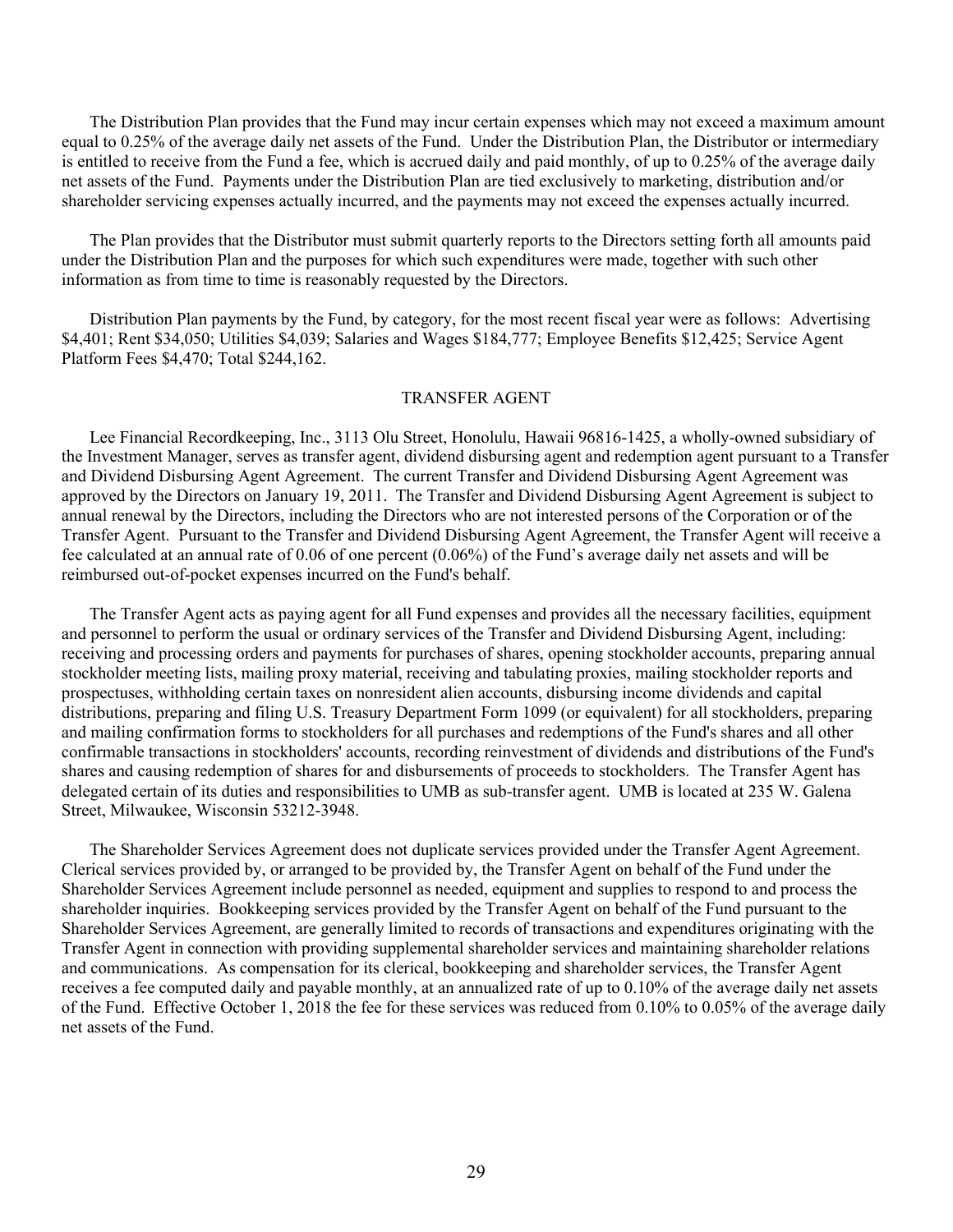The Distribution Plan provides that the Fund may incur certain expenses which may not exceed a maximum amount equal to 0.25% of the average daily net assets of the Fund. Under the Distribution Plan, the Distributor or intermediary is entitled to receive from the Fund a fee, which is accrued daily and paid monthly, of up to 0.25% of the average daily net assets of the Fund. Payments under the Distribution Plan are tied exclusively to marketing, distribution and/or shareholder servicing expenses actually incurred, and the payments may not exceed the expenses actually incurred.

The Plan provides that the Distributor must submit quarterly reports to the Directors setting forth all amounts paid under the Distribution Plan and the purposes for which such expenditures were made, together with such other information as from time to time is reasonably requested by the Directors.

Distribution Plan payments by the Fund, by category, for the most recent fiscal year were as follows: Advertising $4,401; Rent $34,050; Utilities $4,039; Salaries and Wages $184,777; Employee Benefits $12,425; Service Agent Platform Fees $4,470; Total $244,162.

## TRANSFER AGENT

Lee Financial Recordkeeping, Inc., 3113 Olu Street, Honolulu, Hawaii 96816-1425, a wholly-owned subsidiary of the Investment Manager, serves as transfer agent, dividend disbursing agent and redemption agent pursuant to a Transfer and Dividend Disbursing Agent Agreement. The current Transfer and Dividend Disbursing Agent Agreement was approved by the Directors on January 19, 2011. The Transfer and Dividend Disbursing Agent Agreement is subject to annual renewal by the Directors, including the Directors who are not interested persons of the Corporation or of the Transfer Agent. Pursuant to the Transfer and Dividend Disbursing Agent Agreement, the Transfer Agent will receive a fee calculated at an annual rate of 0.06 of one percent (0.06%) of the Fund's average daily net assets and will be reimbursed out-of-pocket expenses incurred on the Fund's behalf.

The Transfer Agent acts as paying agent for all Fund expenses and provides all the necessary facilities, equipment and personnel to perform the usual or ordinary services of the Transfer and Dividend Disbursing Agent, including: receiving and processing orders and payments for purchases of shares, opening stockholder accounts, preparing annual stockholder meeting lists, mailing proxy material, receiving and tabulating proxies, mailing stockholder reports and prospectuses, withholding certain taxes on nonresident alien accounts, disbursing income dividends and capital distributions, preparing and filing U.S. Treasury Department Form 1099 (or equivalent) for all stockholders, preparing and mailing confirmation forms to stockholders for all purchases and redemptions of the Fund's shares and all other confirmable transactions in stockholders' accounts, recording reinvestment of dividends and distributions of the Fund's shares and causing redemption of shares for and disbursements of proceeds to stockholders. The Transfer Agent has delegated certain of its duties and responsibilities to UMB as sub-transfer agent. UMB is located at 235 W. Galena Street, Milwaukee, Wisconsin 53212-3948.

The Shareholder Services Agreement does not duplicate services provided under the Transfer Agent Agreement. Clerical services provided by, or arranged to be provided by, the Transfer Agent on behalf of the Fund under the Shareholder Services Agreement include personnel as needed, equipment and supplies to respond to and process the shareholder inquiries. Bookkeeping services provided by the Transfer Agent on behalf of the Fund pursuant to the Shareholder Services Agreement, are generally limited to records of transactions and expenditures originating with the Transfer Agent in connection with providing supplemental shareholder services and maintaining shareholder relations and communications. As compensation for its clerical, bookkeeping and shareholder services, the Transfer Agent receives a fee computed daily and payable monthly, at an annualized rate of up to 0.10% of the average daily net assets of the Fund. Effective October 1, 2018 the fee for these services was reduced from 0.10% to 0.05% of the average daily net assets of the Fund.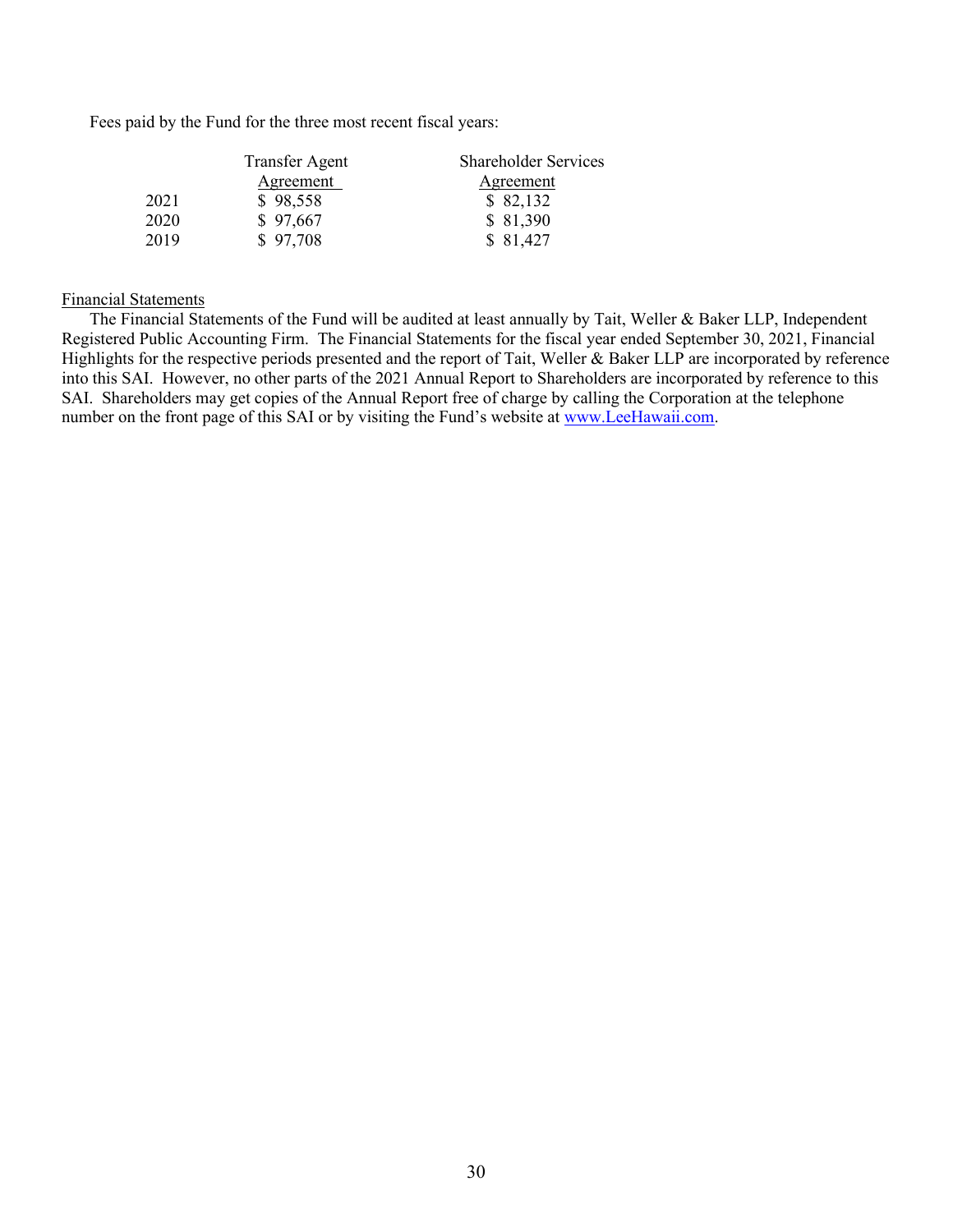Fees paid by the Fund for the three most recent fiscal years:

| | Transfer Agent Agreement | Shareholder Services Agreement |
|---|---|---|
| 2021 | $ 98,558 | $ 82,132 |
| 2020 | $ 97,667 | $ 81,390 |
| 2019 | $ 97,708 | $ 81,427 |

Financial Statements

The Financial Statements of the Fund will be audited at least annually by Tait, Weller & Baker LLP, Independent Registered Public Accounting Firm. The Financial Statements for the fiscal year ended September 30, 2021, Financial Highlights for the respective periods presented and the report of Tait, Weller & Baker LLP are incorporated by reference into this SAI. However, no other parts of the 2021 Annual Report to Shareholders are incorporated by reference to this SAI. Shareholders may get copies of the Annual Report free of charge by calling the Corporation at the telephone number on the front page of this SAI or by visiting the Fund's website at www.LeeHawaii.com.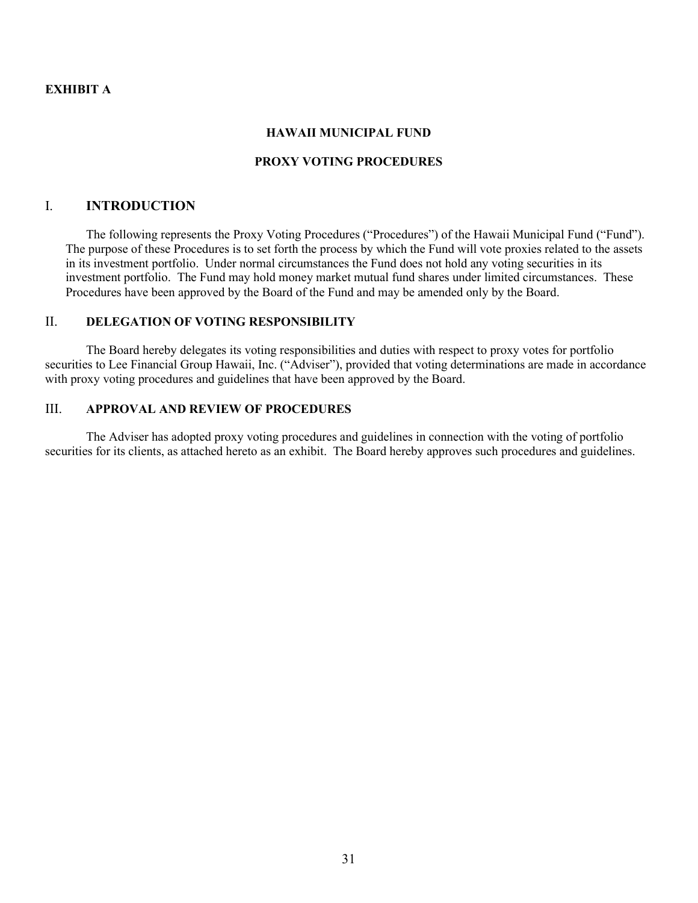**EXHIBIT A**

**HAWAII MUNICIPAL FUND**

**PROXY VOTING PROCEDURES**

## I. INTRODUCTION

The following represents the Proxy Voting Procedures ("Procedures") of the Hawaii Municipal Fund ("Fund"). The purpose of these Procedures is to set forth the process by which the Fund will vote proxies related to the assets in its investment portfolio. Under normal circumstances the Fund does not hold any voting securities in its investment portfolio. The Fund may hold money market mutual fund shares under limited circumstances. These Procedures have been approved by the Board of the Fund and may be amended only by the Board.

## II. DELEGATION OF VOTING RESPONSIBILITY

The Board hereby delegates its voting responsibilities and duties with respect to proxy votes for portfolio securities to Lee Financial Group Hawaii, Inc. ("Adviser"), provided that voting determinations are made in accordance with proxy voting procedures and guidelines that have been approved by the Board.

## III. APPROVAL AND REVIEW OF PROCEDURES

The Adviser has adopted proxy voting procedures and guidelines in connection with the voting of portfolio securities for its clients, as attached hereto as an exhibit. The Board hereby approves such procedures and guidelines.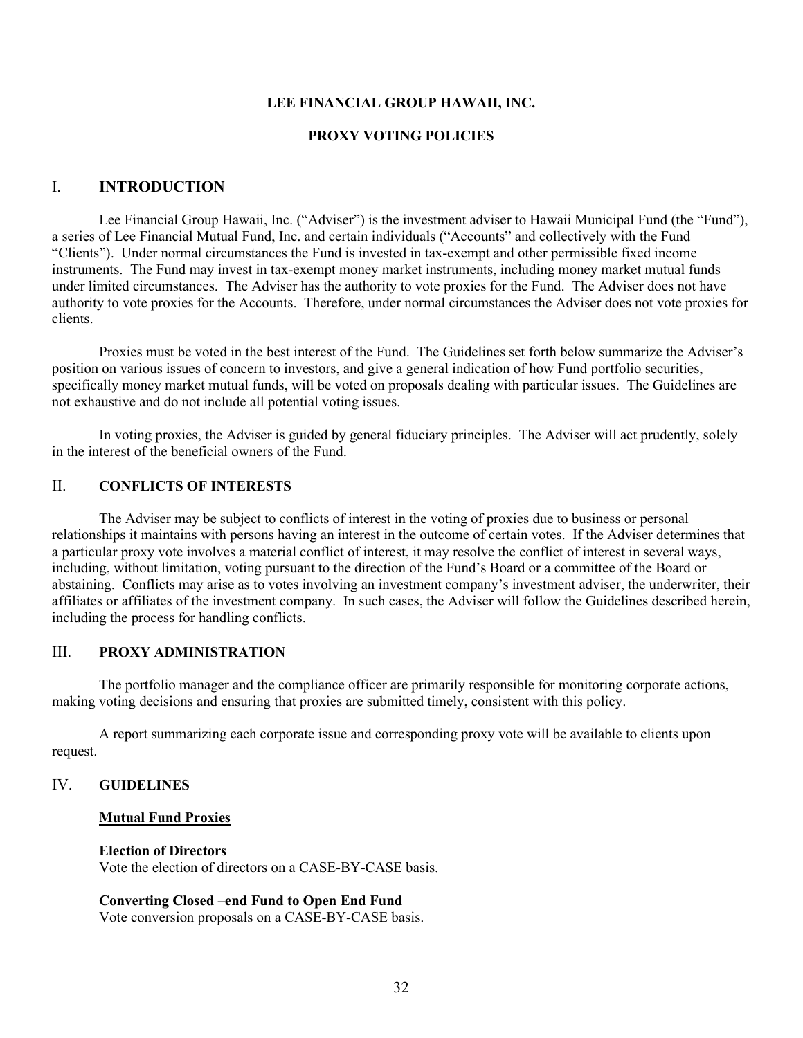**LEE FINANCIAL GROUP HAWAII, INC.**

**PROXY VOTING POLICIES**

# I. INTRODUCTION

Lee Financial Group Hawaii, Inc. ("Adviser") is the investment adviser to Hawaii Municipal Fund (the "Fund"), a series of Lee Financial Mutual Fund, Inc. and certain individuals ("Accounts" and collectively with the Fund "Clients"). Under normal circumstances the Fund is invested in tax-exempt and other permissible fixed income instruments. The Fund may invest in tax-exempt money market instruments, including money market mutual funds under limited circumstances. The Adviser has the authority to vote proxies for the Fund. The Adviser does not have authority to vote proxies for the Accounts. Therefore, under normal circumstances the Adviser does not vote proxies for clients.

Proxies must be voted in the best interest of the Fund. The Guidelines set forth below summarize the Adviser's position on various issues of concern to investors, and give a general indication of how Fund portfolio securities, specifically money market mutual funds, will be voted on proposals dealing with particular issues. The Guidelines are not exhaustive and do not include all potential voting issues.

In voting proxies, the Adviser is guided by general fiduciary principles. The Adviser will act prudently, solely in the interest of the beneficial owners of the Fund.

## II. CONFLICTS OF INTERESTS

The Adviser may be subject to conflicts of interest in the voting of proxies due to business or personal relationships it maintains with persons having an interest in the outcome of certain votes. If the Adviser determines that a particular proxy vote involves a material conflict of interest, it may resolve the conflict of interest in several ways, including, without limitation, voting pursuant to the direction of the Fund's Board or a committee of the Board or abstaining. Conflicts may arise as to votes involving an investment company's investment adviser, the underwriter, their affiliates or affiliates of the investment company. In such cases, the Adviser will follow the Guidelines described herein, including the process for handling conflicts.

## III. PROXY ADMINISTRATION

The portfolio manager and the compliance officer are primarily responsible for monitoring corporate actions, making voting decisions and ensuring that proxies are submitted timely, consistent with this policy.

A report summarizing each corporate issue and corresponding proxy vote will be available to clients upon request.

## IV. GUIDELINES

**Mutual Fund Proxies**

**Election of Directors**
Vote the election of directors on a CASE-BY-CASE basis.

**Converting Closed –end Fund to Open End Fund**
Vote conversion proposals on a CASE-BY-CASE basis.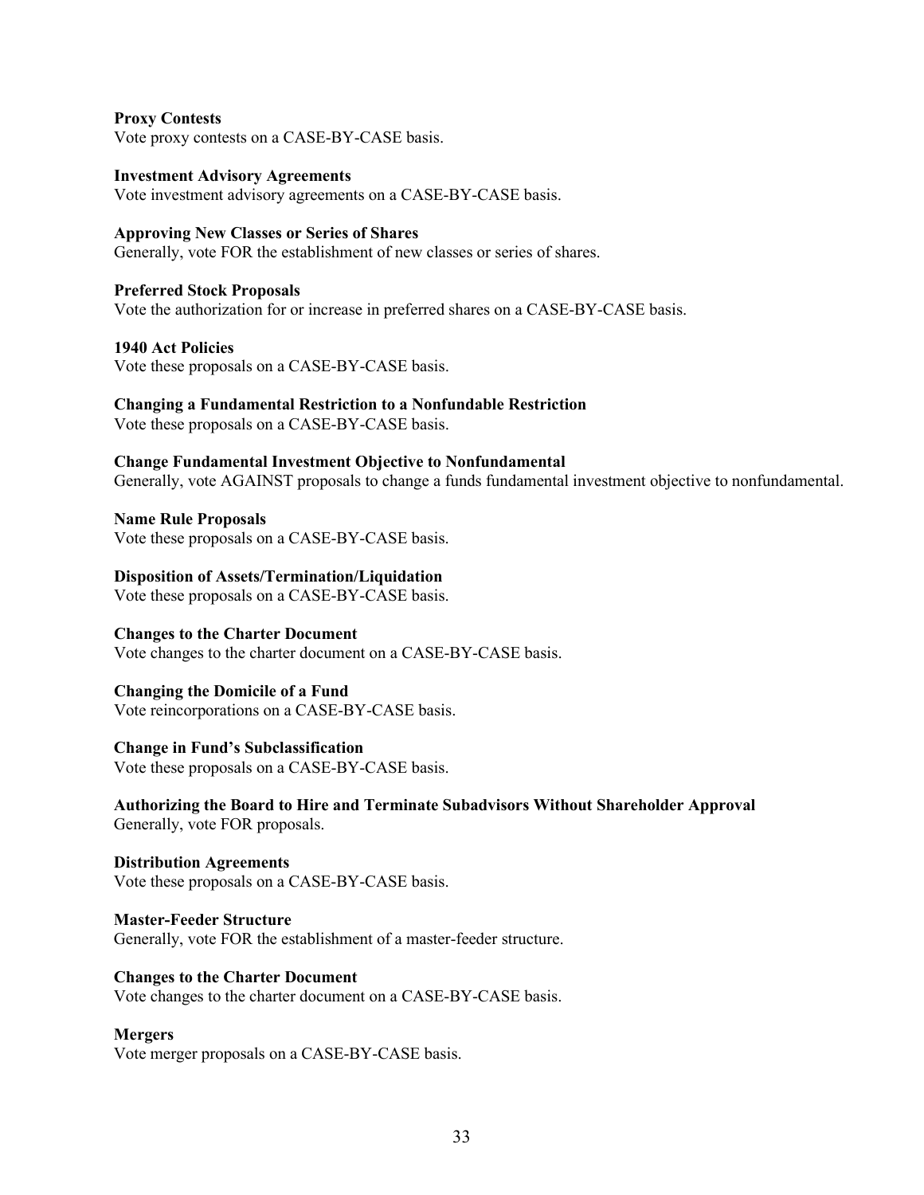**Proxy Contests**
Vote proxy contests on a CASE-BY-CASE basis.

**Investment Advisory Agreements**
Vote investment advisory agreements on a CASE-BY-CASE basis.

**Approving New Classes or Series of Shares**
Generally, vote FOR the establishment of new classes or series of shares.

**Preferred Stock Proposals**
Vote the authorization for or increase in preferred shares on a CASE-BY-CASE basis.

**1940 Act Policies**
Vote these proposals on a CASE-BY-CASE basis.

**Changing a Fundamental Restriction to a Nonfundable Restriction**
Vote these proposals on a CASE-BY-CASE basis.

**Change Fundamental Investment Objective to Nonfundamental**
Generally, vote AGAINST proposals to change a funds fundamental investment objective to nonfundamental.

**Name Rule Proposals**
Vote these proposals on a CASE-BY-CASE basis.

**Disposition of Assets/Termination/Liquidation**
Vote these proposals on a CASE-BY-CASE basis.

**Changes to the Charter Document**
Vote changes to the charter document on a CASE-BY-CASE basis.

**Changing the Domicile of a Fund**
Vote reincorporations on a CASE-BY-CASE basis.

**Change in Fund's Subclassification**
Vote these proposals on a CASE-BY-CASE basis.

**Authorizing the Board to Hire and Terminate Subadvisors Without Shareholder Approval**
Generally, vote FOR proposals.

**Distribution Agreements**
Vote these proposals on a CASE-BY-CASE basis.

**Master-Feeder Structure**
Generally, vote FOR the establishment of a master-feeder structure.

**Changes to the Charter Document**
Vote changes to the charter document on a CASE-BY-CASE basis.

**Mergers**
Vote merger proposals on a CASE-BY-CASE basis.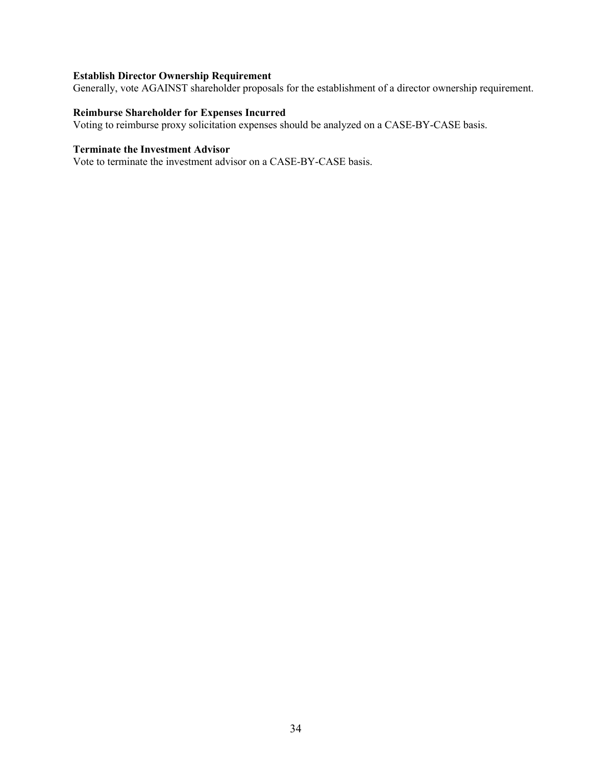**Establish Director Ownership Requirement**
Generally, vote AGAINST shareholder proposals for the establishment of a director ownership requirement.

**Reimburse Shareholder for Expenses Incurred**
Voting to reimburse proxy solicitation expenses should be analyzed on a CASE-BY-CASE basis.

**Terminate the Investment Advisor**
Vote to terminate the investment advisor on a CASE-BY-CASE basis.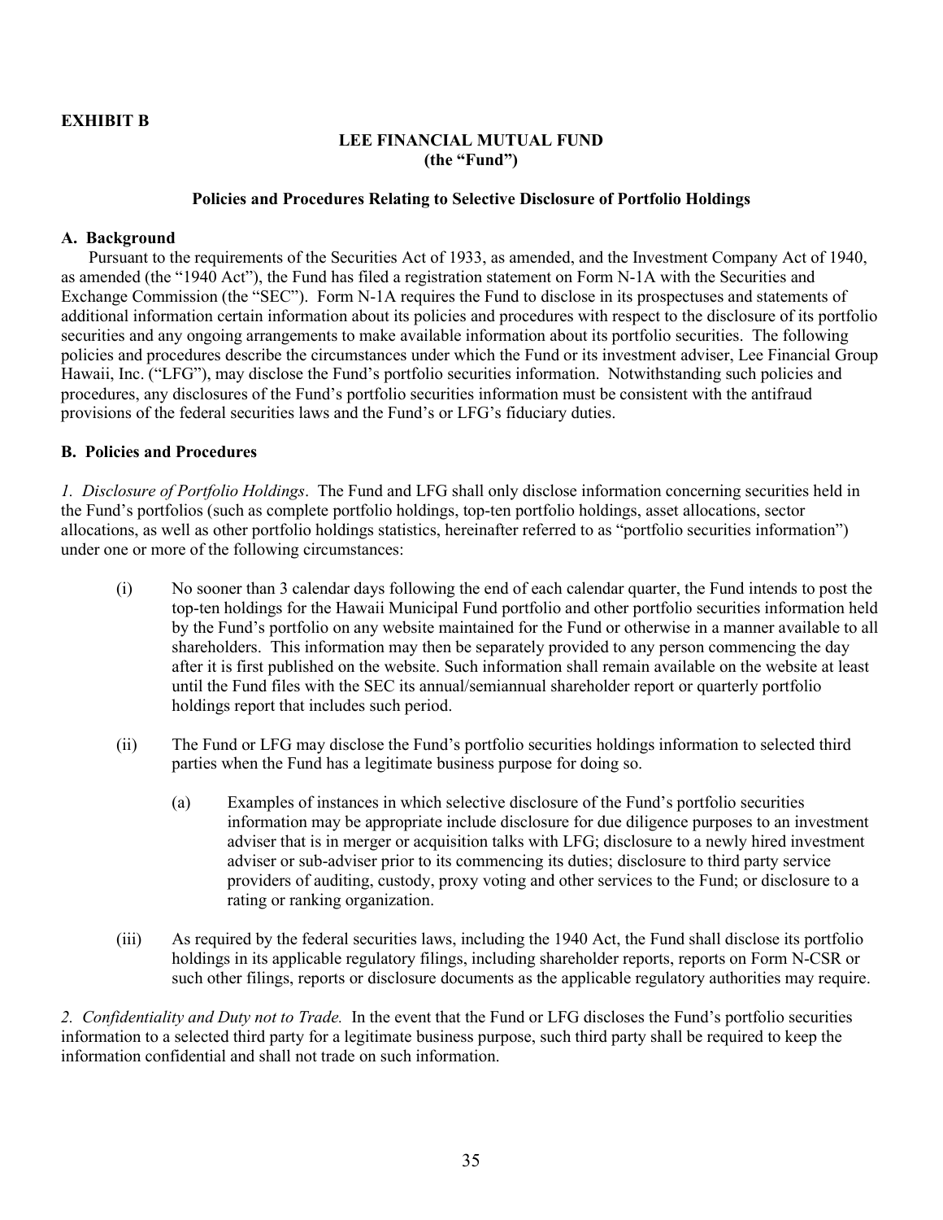**EXHIBIT B**

**LEE FINANCIAL MUTUAL FUND**
**(the "Fund")**

**Policies and Procedures Relating to Selective Disclosure of Portfolio Holdings**

**A. Background**

Pursuant to the requirements of the Securities Act of 1933, as amended, and the Investment Company Act of 1940, as amended (the "1940 Act"), the Fund has filed a registration statement on Form N-1A with the Securities and Exchange Commission (the "SEC"). Form N-1A requires the Fund to disclose in its prospectuses and statements of additional information certain information about its policies and procedures with respect to the disclosure of its portfolio securities and any ongoing arrangements to make available information about its portfolio securities. The following policies and procedures describe the circumstances under which the Fund or its investment adviser, Lee Financial Group Hawaii, Inc. ("LFG"), may disclose the Fund's portfolio securities information. Notwithstanding such policies and procedures, any disclosures of the Fund's portfolio securities information must be consistent with the antifraud provisions of the federal securities laws and the Fund's or LFG's fiduciary duties.

**B. Policies and Procedures**

*1. Disclosure of Portfolio Holdings*. The Fund and LFG shall only disclose information concerning securities held in the Fund's portfolios (such as complete portfolio holdings, top-ten portfolio holdings, asset allocations, sector allocations, as well as other portfolio holdings statistics, hereinafter referred to as "portfolio securities information") under one or more of the following circumstances:

(i) No sooner than 3 calendar days following the end of each calendar quarter, the Fund intends to post the top-ten holdings for the Hawaii Municipal Fund portfolio and other portfolio securities information held by the Fund's portfolio on any website maintained for the Fund or otherwise in a manner available to all shareholders. This information may then be separately provided to any person commencing the day after it is first published on the website. Such information shall remain available on the website at least until the Fund files with the SEC its annual/semiannual shareholder report or quarterly portfolio holdings report that includes such period.

(ii) The Fund or LFG may disclose the Fund's portfolio securities holdings information to selected third parties when the Fund has a legitimate business purpose for doing so.

   (a) Examples of instances in which selective disclosure of the Fund's portfolio securities information may be appropriate include disclosure for due diligence purposes to an investment adviser that is in merger or acquisition talks with LFG; disclosure to a newly hired investment adviser or sub-adviser prior to its commencing its duties; disclosure to third party service providers of auditing, custody, proxy voting and other services to the Fund; or disclosure to a rating or ranking organization.

(iii) As required by the federal securities laws, including the 1940 Act, the Fund shall disclose its portfolio holdings in its applicable regulatory filings, including shareholder reports, reports on Form N-CSR or such other filings, reports or disclosure documents as the applicable regulatory authorities may require.

*2. Confidentiality and Duty not to Trade.* In the event that the Fund or LFG discloses the Fund's portfolio securities information to a selected third party for a legitimate business purpose, such third party shall be required to keep the information confidential and shall not trade on such information.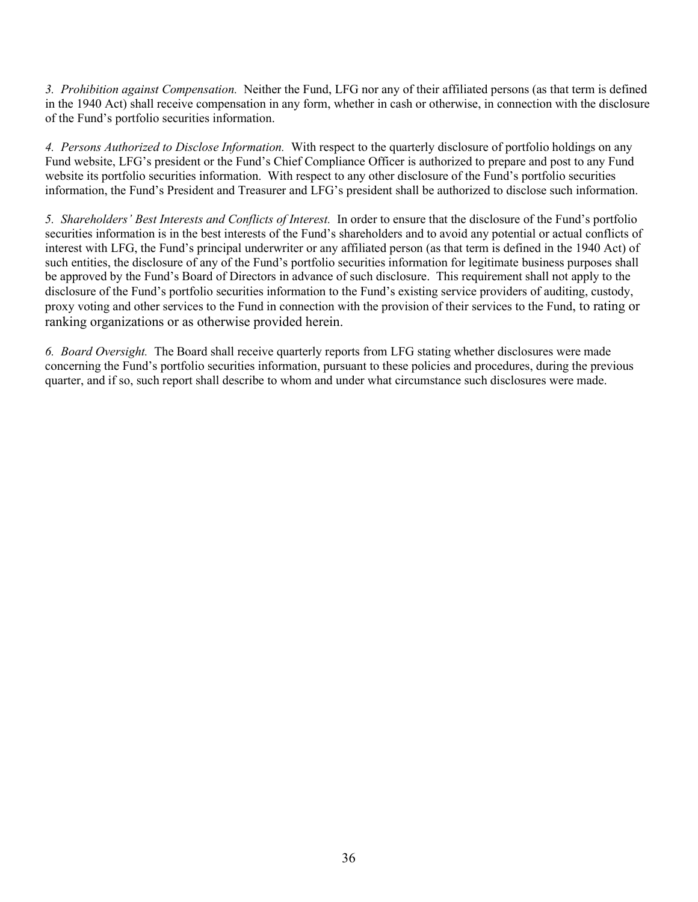*3. Prohibition against Compensation.* Neither the Fund, LFG nor any of their affiliated persons (as that term is defined in the 1940 Act) shall receive compensation in any form, whether in cash or otherwise, in connection with the disclosure of the Fund's portfolio securities information.

*4. Persons Authorized to Disclose Information.* With respect to the quarterly disclosure of portfolio holdings on any Fund website, LFG's president or the Fund's Chief Compliance Officer is authorized to prepare and post to any Fund website its portfolio securities information. With respect to any other disclosure of the Fund's portfolio securities information, the Fund's President and Treasurer and LFG's president shall be authorized to disclose such information.

*5. Shareholders' Best Interests and Conflicts of Interest.* In order to ensure that the disclosure of the Fund's portfolio securities information is in the best interests of the Fund's shareholders and to avoid any potential or actual conflicts of interest with LFG, the Fund's principal underwriter or any affiliated person (as that term is defined in the 1940 Act) of such entities, the disclosure of any of the Fund's portfolio securities information for legitimate business purposes shall be approved by the Fund's Board of Directors in advance of such disclosure. This requirement shall not apply to the disclosure of the Fund's portfolio securities information to the Fund's existing service providers of auditing, custody, proxy voting and other services to the Fund in connection with the provision of their services to the Fund, to rating or ranking organizations or as otherwise provided herein.

*6. Board Oversight.* The Board shall receive quarterly reports from LFG stating whether disclosures were made concerning the Fund's portfolio securities information, pursuant to these policies and procedures, during the previous quarter, and if so, such report shall describe to whom and under what circumstance such disclosures were made.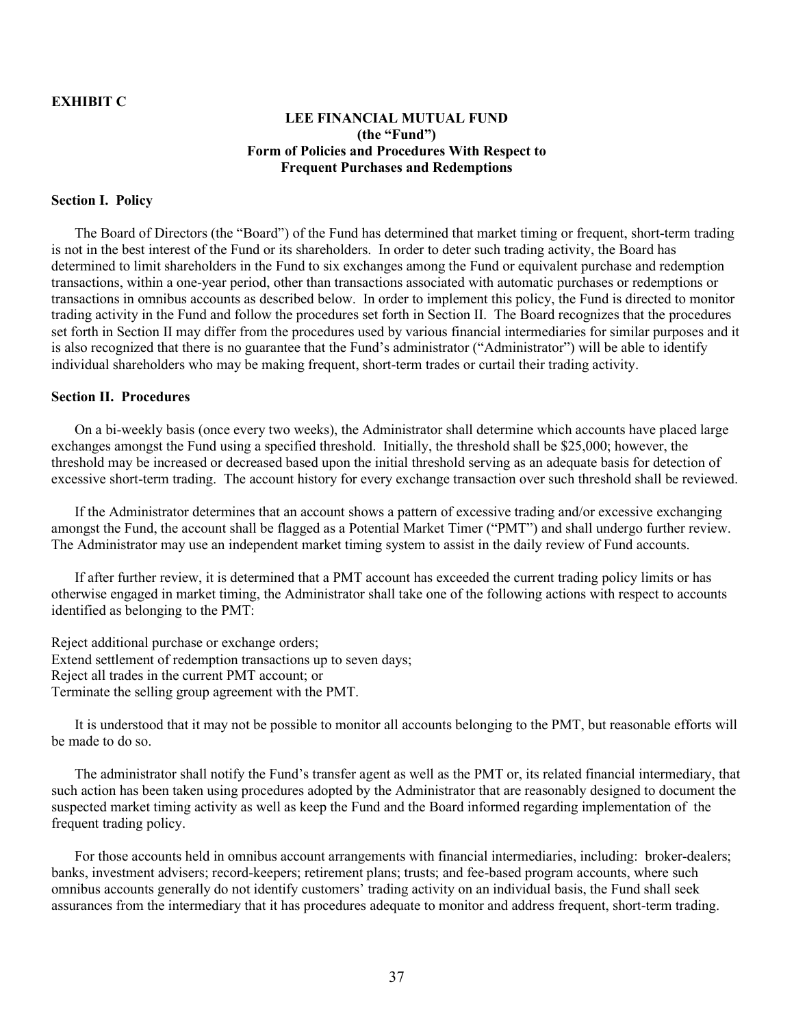**EXHIBIT C**

**LEE FINANCIAL MUTUAL FUND**
**(the "Fund")**
**Form of Policies and Procedures With Respect to Frequent Purchases and Redemptions**

**Section I. Policy**

The Board of Directors (the "Board") of the Fund has determined that market timing or frequent, short-term trading is not in the best interest of the Fund or its shareholders. In order to deter such trading activity, the Board has determined to limit shareholders in the Fund to six exchanges among the Fund or equivalent purchase and redemption transactions, within a one-year period, other than transactions associated with automatic purchases or redemptions or transactions in omnibus accounts as described below. In order to implement this policy, the Fund is directed to monitor trading activity in the Fund and follow the procedures set forth in Section II. The Board recognizes that the procedures set forth in Section II may differ from the procedures used by various financial intermediaries for similar purposes and it is also recognized that there is no guarantee that the Fund's administrator ("Administrator") will be able to identify individual shareholders who may be making frequent, short-term trades or curtail their trading activity.

**Section II. Procedures**

On a bi-weekly basis (once every two weeks), the Administrator shall determine which accounts have placed large exchanges amongst the Fund using a specified threshold. Initially, the threshold shall be $25,000; however, the threshold may be increased or decreased based upon the initial threshold serving as an adequate basis for detection of excessive short-term trading. The account history for every exchange transaction over such threshold shall be reviewed.

If the Administrator determines that an account shows a pattern of excessive trading and/or excessive exchanging amongst the Fund, the account shall be flagged as a Potential Market Timer ("PMT") and shall undergo further review. The Administrator may use an independent market timing system to assist in the daily review of Fund accounts.

If after further review, it is determined that a PMT account has exceeded the current trading policy limits or has otherwise engaged in market timing, the Administrator shall take one of the following actions with respect to accounts identified as belonging to the PMT:

Reject additional purchase or exchange orders;
Extend settlement of redemption transactions up to seven days;
Reject all trades in the current PMT account; or
Terminate the selling group agreement with the PMT.

It is understood that it may not be possible to monitor all accounts belonging to the PMT, but reasonable efforts will be made to do so.

The administrator shall notify the Fund's transfer agent as well as the PMT or, its related financial intermediary, that such action has been taken using procedures adopted by the Administrator that are reasonably designed to document the suspected market timing activity as well as keep the Fund and the Board informed regarding implementation of the frequent trading policy.

For those accounts held in omnibus account arrangements with financial intermediaries, including: broker-dealers; banks, investment advisers; record-keepers; retirement plans; trusts; and fee-based program accounts, where such omnibus accounts generally do not identify customers' trading activity on an individual basis, the Fund shall seek assurances from the intermediary that it has procedures adequate to monitor and address frequent, short-term trading.